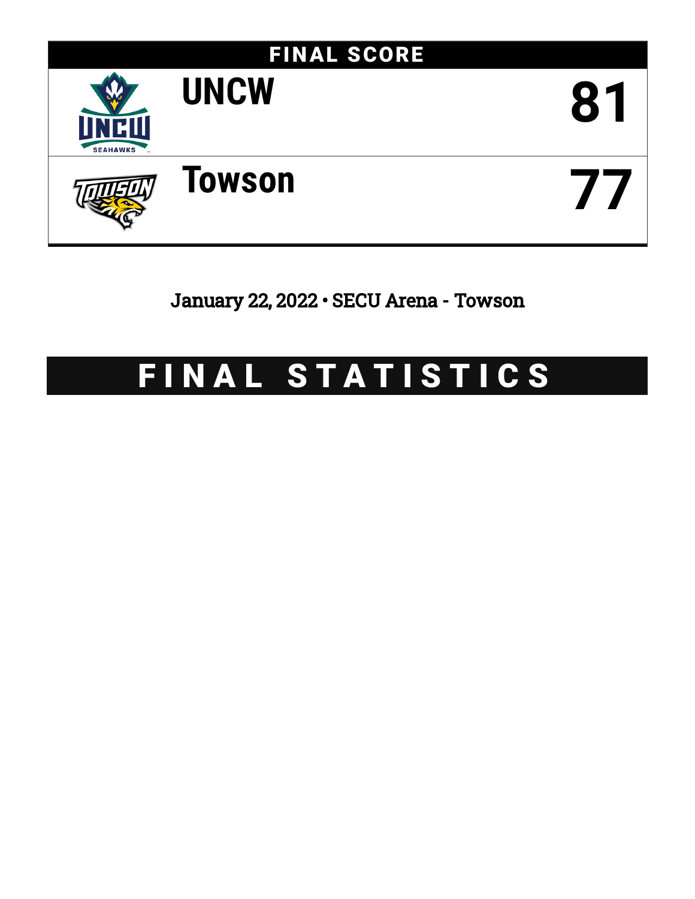# FINAL SCORE

| Team | Score |
| --- | --- |
| UNCW | 81 |
| Towson | 77 |

January 22, 2022 • SECU Arena - Towson

# FINAL STATISTICS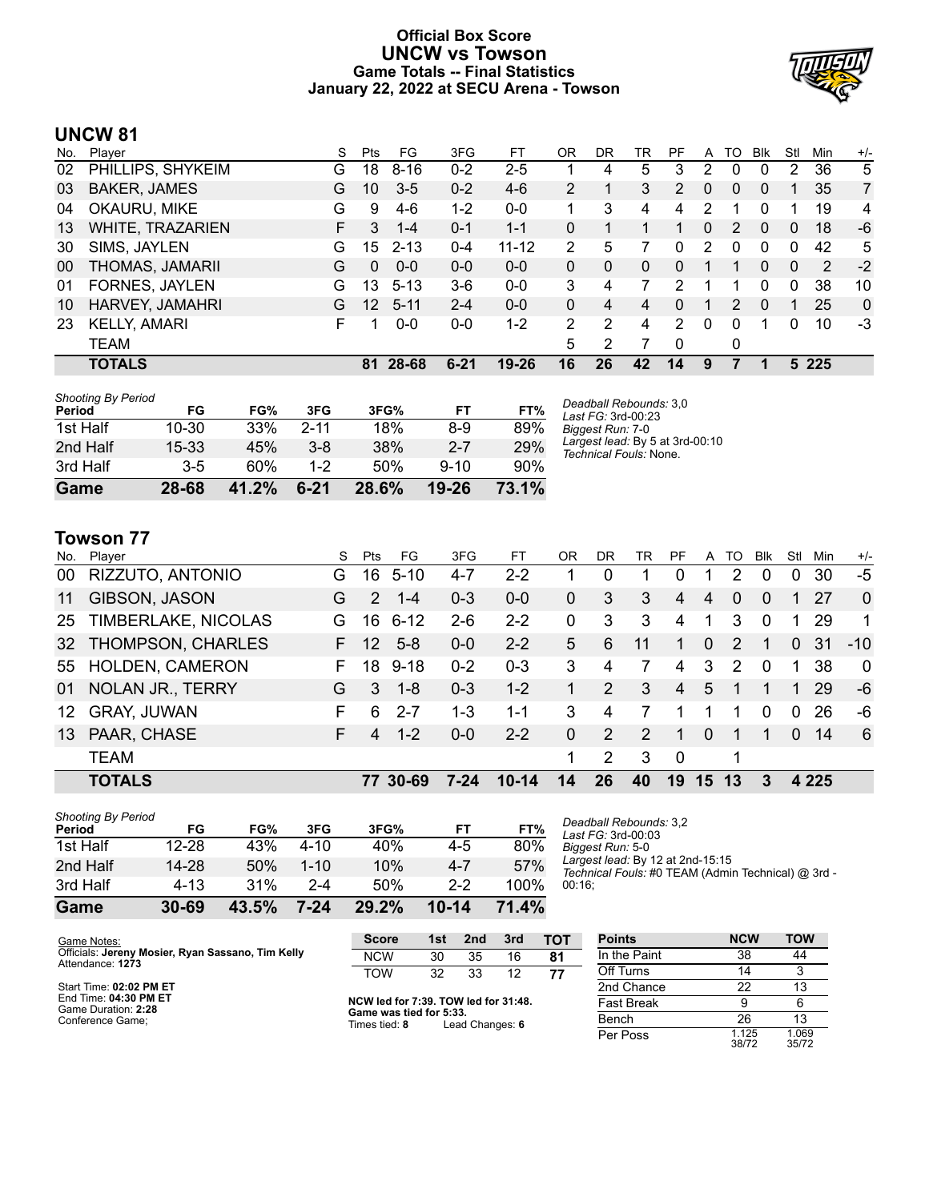# Official Box Score
## UNCW vs Towson
### Game Totals -- Final Statistics
### January 22, 2022 at SECU Arena - Towson

## UNCW 81

| No. | Player | S | Pts | FG | 3FG | FT | OR | DR | TR | PF | A | TO | Blk | Stl | Min | +/- |
|---|---|---|---|---|---|---|---|---|---|---|---|---|---|---|---|---|
| 02 | PHILLIPS, SHYKEIM | G | 18 | 8-16 | 0-2 | 2-5 | 1 | 4 | 5 | 3 | 2 | 0 | 0 | 2 | 36 | 5 |
| 03 | BAKER, JAMES | G | 10 | 3-5 | 0-2 | 4-6 | 2 | 1 | 3 | 2 | 0 | 0 | 0 | 1 | 35 | 7 |
| 04 | OKAURU, MIKE | G | 9 | 4-6 | 1-2 | 0-0 | 1 | 3 | 4 | 4 | 2 | 1 | 0 | 1 | 19 | 4 |
| 13 | WHITE, TRAZARIEN | F | 3 | 1-4 | 0-1 | 1-1 | 0 | 1 | 1 | 1 | 0 | 2 | 0 | 0 | 18 | -6 |
| 30 | SIMS, JAYLEN | G | 15 | 2-13 | 0-4 | 11-12 | 2 | 5 | 7 | 0 | 2 | 0 | 0 | 0 | 42 | 5 |
| 00 | THOMAS, JAMARII | G | 0 | 0-0 | 0-0 | 0-0 | 0 | 0 | 0 | 0 | 1 | 1 | 0 | 0 | 2 | -2 |
| 01 | FORNES, JAYLEN | G | 13 | 5-13 | 3-6 | 0-0 | 3 | 4 | 7 | 2 | 1 | 1 | 0 | 0 | 38 | 10 |
| 10 | HARVEY, JAMAHRI | G | 12 | 5-11 | 2-4 | 0-0 | 0 | 4 | 4 | 0 | 1 | 2 | 0 | 1 | 25 | 0 |
| 23 | KELLY, AMARI | F | 1 | 0-0 | 0-0 | 1-2 | 2 | 2 | 4 | 2 | 0 | 0 | 1 | 0 | 10 | -3 |
| | TEAM | | | | | | 5 | 2 | 7 | 0 | | 0 | | | | |
| | **TOTALS** | | **81** | **28-68** | **6-21** | **19-26** | **16** | **26** | **42** | **14** | **9** | **7** | **1** | **5** | **225** | |

*Shooting By Period*

| Period | FG | FG% | 3FG | 3FG% | FT | FT% |
|---|---|---|---|---|---|---|
| 1st Half | 10-30 | 33% | 2-11 | 18% | 8-9 | 89% |
| 2nd Half | 15-33 | 45% | 3-8 | 38% | 2-7 | 29% |
| 3rd Half | 3-5 | 60% | 1-2 | 50% | 9-10 | 90% |
| **Game** | **28-68** | **41.2%** | **6-21** | **28.6%** | **19-26** | **73.1%** |

*Deadball Rebounds:* 3,0
*Last FG:* 3rd-00:23
*Biggest Run:* 7-0
*Largest lead:* By 5 at 3rd-00:10
*Technical Fouls:* None.

## Towson 77

| No. | Player | S | Pts | FG | 3FG | FT | OR | DR | TR | PF | A | TO | Blk | Stl | Min | +/- |
|---|---|---|---|---|---|---|---|---|---|---|---|---|---|---|---|---|
| 00 | RIZZUTO, ANTONIO | G | 16 | 5-10 | 4-7 | 2-2 | 1 | 0 | 1 | 0 | 1 | 2 | 0 | 0 | 30 | -5 |
| 11 | GIBSON, JASON | G | 2 | 1-4 | 0-3 | 0-0 | 0 | 3 | 3 | 4 | 4 | 0 | 0 | 1 | 27 | 0 |
| 25 | TIMBERLAKE, NICOLAS | G | 16 | 6-12 | 2-6 | 2-2 | 0 | 3 | 3 | 4 | 1 | 3 | 0 | 1 | 29 | 1 |
| 32 | THOMPSON, CHARLES | F | 12 | 5-8 | 0-0 | 2-2 | 5 | 6 | 11 | 1 | 0 | 2 | 1 | 0 | 31 | -10 |
| 55 | HOLDEN, CAMERON | F | 18 | 9-18 | 0-2 | 0-3 | 3 | 4 | 7 | 4 | 3 | 2 | 0 | 1 | 38 | 0 |
| 01 | NOLAN JR., TERRY | G | 3 | 1-8 | 0-3 | 1-2 | 1 | 2 | 3 | 4 | 5 | 1 | 1 | 1 | 29 | -6 |
| 12 | GRAY, JUWAN | F | 6 | 2-7 | 1-3 | 1-1 | 3 | 4 | 7 | 1 | 1 | 1 | 0 | 0 | 26 | -6 |
| 13 | PAAR, CHASE | F | 4 | 1-2 | 0-0 | 2-2 | 0 | 2 | 2 | 1 | 0 | 1 | 1 | 0 | 14 | 6 |
| | TEAM | | | | | | 1 | 2 | 3 | 0 | | 1 | | | | |
| | **TOTALS** | | **77** | **30-69** | **7-24** | **10-14** | **14** | **26** | **40** | **19** | **15** | **13** | **3** | **4** | **225** | |

*Shooting By Period*

| Period | FG | FG% | 3FG | 3FG% | FT | FT% |
|---|---|---|---|---|---|---|
| 1st Half | 12-28 | 43% | 4-10 | 40% | 4-5 | 80% |
| 2nd Half | 14-28 | 50% | 1-10 | 10% | 4-7 | 57% |
| 3rd Half | 4-13 | 31% | 2-4 | 50% | 2-2 | 100% |
| **Game** | **30-69** | **43.5%** | **7-24** | **29.2%** | **10-14** | **71.4%** |

*Deadball Rebounds:* 3,2
*Last FG:* 3rd-00:03
*Biggest Run:* 5-0
*Largest lead:* By 12 at 2nd-15:15
*Technical Fouls:* #0 TEAM (Admin Technical) @ 3rd - 00:16;

Game Notes:
Officials: **Jereny Mosier, Ryan Sassano, Tim Kelly**
Attendance: **1273**

Start Time: **02:02 PM ET**
End Time: **04:30 PM ET**
Game Duration: **2:28**
Conference Game;

| Score | 1st | 2nd | 3rd | TOT |
|---|---|---|---|---|
| NCW | 30 | 35 | 16 | **81** |
| TOW | 32 | 33 | 12 | **77** |

**NCW led for 7:39. TOW led for 31:48.**
**Game was tied for 5:33.**
Times tied: **8** Lead Changes: **6**

| Points | NCW | TOW |
|---|---|---|
| In the Paint | 38 | 44 |
| Off Turns | 14 | 3 |
| 2nd Chance | 22 | 13 |
| Fast Break | 9 | 6 |
| Bench | 26 | 13 |
| Per Poss | 1.125 38/72 | 1.069 35/72 |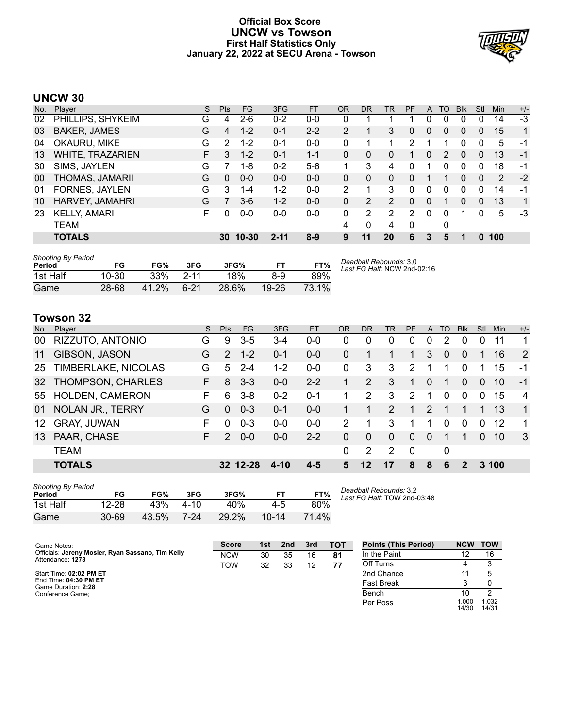# Official Box Score
## UNCW vs Towson
### First Half Statistics Only
### January 22, 2022 at SECU Arena - Towson

## UNCW 30

| No. | Player | S | Pts | FG | 3FG | FT | OR | DR | TR | PF | A | TO | Blk | Stl | Min | +/- |
|---|---|---|---|---|---|---|---|---|---|---|---|---|---|---|---|---|
| 02 | PHILLIPS, SHYKEIM | G | 4 | 2-6 | 0-2 | 0-0 | 0 | 1 | 1 | 1 | 0 | 0 | 0 | 0 | 14 | -3 |
| 03 | BAKER, JAMES | G | 4 | 1-2 | 0-1 | 2-2 | 2 | 1 | 3 | 0 | 0 | 0 | 0 | 0 | 15 | 1 |
| 04 | OKAURU, MIKE | G | 2 | 1-2 | 0-1 | 0-0 | 0 | 1 | 1 | 2 | 1 | 1 | 0 | 0 | 5 | -1 |
| 13 | WHITE, TRAZARIEN | F | 3 | 1-2 | 0-1 | 1-1 | 0 | 0 | 0 | 1 | 0 | 2 | 0 | 0 | 13 | -1 |
| 30 | SIMS, JAYLEN | G | 7 | 1-8 | 0-2 | 5-6 | 1 | 3 | 4 | 0 | 1 | 0 | 0 | 0 | 18 | -1 |
| 00 | THOMAS, JAMARII | G | 0 | 0-0 | 0-0 | 0-0 | 0 | 0 | 0 | 0 | 1 | 1 | 0 | 0 | 2 | -2 |
| 01 | FORNES, JAYLEN | G | 3 | 1-4 | 1-2 | 0-0 | 2 | 1 | 3 | 0 | 0 | 0 | 0 | 0 | 14 | -1 |
| 10 | HARVEY, JAMAHRI | G | 7 | 3-6 | 1-2 | 0-0 | 0 | 2 | 2 | 0 | 0 | 1 | 0 | 0 | 13 | 1 |
| 23 | KELLY, AMARI | F | 0 | 0-0 | 0-0 | 0-0 | 0 | 2 | 2 | 2 | 0 | 0 | 1 | 0 | 5 | -3 |
| | TEAM | | | | | | 4 | 0 | 4 | 0 | | 0 | | | | |
| | **TOTALS** | | **30** | **10-30** | **2-11** | **8-9** | **9** | **11** | **20** | **6** | **3** | **5** | **1** | **0** | **100** | |

*Shooting By Period*

| Period | FG | FG% | 3FG | 3FG% | FT | FT% |
|---|---|---|---|---|---|---|
| 1st Half | 10-30 | 33% | 2-11 | 18% | 8-9 | 89% |
| Game | 28-68 | 41.2% | 6-21 | 28.6% | 19-26 | 73.1% |

*Deadball Rebounds:* 3,0
*Last FG Half:* NCW 2nd-02:16

## Towson 32

| No. | Player | S | Pts | FG | 3FG | FT | OR | DR | TR | PF | A | TO | Blk | Stl | Min | +/- |
|---|---|---|---|---|---|---|---|---|---|---|---|---|---|---|---|---|
| 00 | RIZZUTO, ANTONIO | G | 9 | 3-5 | 3-4 | 0-0 | 0 | 0 | 0 | 0 | 0 | 2 | 0 | 0 | 11 | 1 |
| 11 | GIBSON, JASON | G | 2 | 1-2 | 0-1 | 0-0 | 0 | 1 | 1 | 1 | 3 | 0 | 0 | 1 | 16 | 2 |
| 25 | TIMBERLAKE, NICOLAS | G | 5 | 2-4 | 1-2 | 0-0 | 0 | 3 | 3 | 2 | 1 | 1 | 0 | 1 | 15 | -1 |
| 32 | THOMPSON, CHARLES | F | 8 | 3-3 | 0-0 | 2-2 | 1 | 2 | 3 | 1 | 0 | 1 | 0 | 0 | 10 | -1 |
| 55 | HOLDEN, CAMERON | F | 6 | 3-8 | 0-2 | 0-1 | 1 | 2 | 3 | 2 | 1 | 0 | 0 | 0 | 15 | 4 |
| 01 | NOLAN JR., TERRY | G | 0 | 0-3 | 0-1 | 0-0 | 1 | 1 | 2 | 1 | 2 | 1 | 1 | 1 | 13 | 1 |
| 12 | GRAY, JUWAN | F | 0 | 0-3 | 0-0 | 0-0 | 2 | 1 | 3 | 1 | 1 | 0 | 0 | 0 | 12 | 1 |
| 13 | PAAR, CHASE | F | 2 | 0-0 | 0-0 | 2-2 | 0 | 0 | 0 | 0 | 0 | 1 | 1 | 0 | 10 | 3 |
| | TEAM | | | | | | 0 | 2 | 2 | 0 | | 0 | | | | |
| | **TOTALS** | | **32** | **12-28** | **4-10** | **4-5** | **5** | **12** | **17** | **8** | **8** | **6** | **2** | **3** | **100** | |

*Shooting By Period*

| Period | FG | FG% | 3FG | 3FG% | FT | FT% |
|---|---|---|---|---|---|---|
| 1st Half | 12-28 | 43% | 4-10 | 40% | 4-5 | 80% |
| Game | 30-69 | 43.5% | 7-24 | 29.2% | 10-14 | 71.4% |

*Deadball Rebounds:* 3,2
*Last FG Half:* TOW 2nd-03:48

Game Notes:
Officials: **Jereny Mosier, Ryan Sassano, Tim Kelly**
Attendance: **1273**

Start Time: **02:02 PM ET**
End Time: **04:30 PM ET**
Game Duration: **2:28**
Conference Game;

| Score | 1st | 2nd | 3rd | TOT |
|---|---|---|---|---|
| NCW | 30 | 35 | 16 | **81** |
| TOW | 32 | 33 | 12 | **77** |

| Points (This Period) | NCW | TOW |
|---|---|---|
| In the Paint | 12 | 16 |
| Off Turns | 4 | 3 |
| 2nd Chance | 11 | 5 |
| Fast Break | 3 | 0 |
| Bench | 10 | 2 |
| Per Poss | 1.000 14/30 | 1.032 14/31 |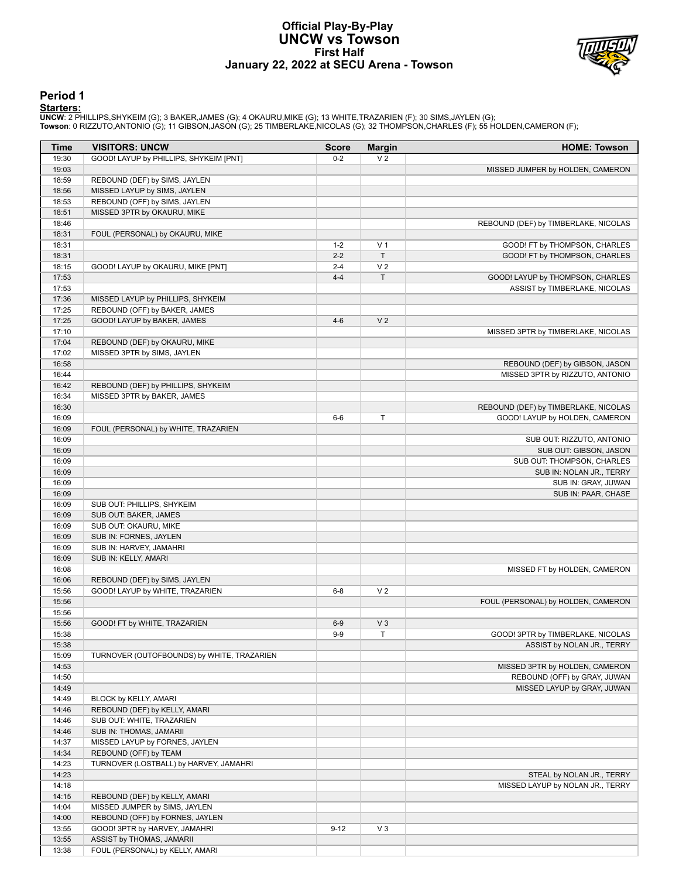# Official Play-By-Play
## UNCW vs Towson
### First Half
### January 22, 2022 at SECU Arena - Towson

## Period 1

**Starters:**

**UNCW**: 2 PHILLIPS,SHYKEIM (G); 3 BAKER,JAMES (G); 4 OKAURU,MIKE (G); 13 WHITE,TRAZARIEN (F); 30 SIMS,JAYLEN (G);
**Towson**: 0 RIZZUTO,ANTONIO (G); 11 GIBSON,JASON (G); 25 TIMBERLAKE,NICOLAS (G); 32 THOMPSON,CHARLES (F); 55 HOLDEN,CAMERON (F);

| Time | VISITORS: UNCW | Score | Margin | HOME: Towson |
|---|---|---|---|---|
| 19:30 | GOOD! LAYUP by PHILLIPS, SHYKEIM [PNT] | 0-2 | V 2 | |
| 19:03 | | | | MISSED JUMPER by HOLDEN, CAMERON |
| 18:59 | REBOUND (DEF) by SIMS, JAYLEN | | | |
| 18:56 | MISSED LAYUP by SIMS, JAYLEN | | | |
| 18:53 | REBOUND (OFF) by SIMS, JAYLEN | | | |
| 18:51 | MISSED 3PTR by OKAURU, MIKE | | | |
| 18:46 | | | | REBOUND (DEF) by TIMBERLAKE, NICOLAS |
| 18:31 | FOUL (PERSONAL) by OKAURU, MIKE | | | |
| 18:31 | | 1-2 | V 1 | GOOD! FT by THOMPSON, CHARLES |
| 18:31 | | 2-2 | T | GOOD! FT by THOMPSON, CHARLES |
| 18:15 | GOOD! LAYUP by OKAURU, MIKE [PNT] | 2-4 | V 2 | |
| 17:53 | | 4-4 | T | GOOD! LAYUP by THOMPSON, CHARLES |
| 17:53 | | | | ASSIST by TIMBERLAKE, NICOLAS |
| 17:36 | MISSED LAYUP by PHILLIPS, SHYKEIM | | | |
| 17:25 | REBOUND (OFF) by BAKER, JAMES | | | |
| 17:25 | GOOD! LAYUP by BAKER, JAMES | 4-6 | V 2 | |
| 17:10 | | | | MISSED 3PTR by TIMBERLAKE, NICOLAS |
| 17:04 | REBOUND (DEF) by OKAURU, MIKE | | | |
| 17:02 | MISSED 3PTR by SIMS, JAYLEN | | | |
| 16:58 | | | | REBOUND (DEF) by GIBSON, JASON |
| 16:44 | | | | MISSED 3PTR by RIZZUTO, ANTONIO |
| 16:42 | REBOUND (DEF) by PHILLIPS, SHYKEIM | | | |
| 16:34 | MISSED 3PTR by BAKER, JAMES | | | |
| 16:30 | | | | REBOUND (DEF) by TIMBERLAKE, NICOLAS |
| 16:09 | | 6-6 | T | GOOD! LAYUP by HOLDEN, CAMERON |
| 16:09 | FOUL (PERSONAL) by WHITE, TRAZARIEN | | | |
| 16:09 | | | | SUB OUT: RIZZUTO, ANTONIO |
| 16:09 | | | | SUB OUT: GIBSON, JASON |
| 16:09 | | | | SUB OUT: THOMPSON, CHARLES |
| 16:09 | | | | SUB IN: NOLAN JR., TERRY |
| 16:09 | | | | SUB IN: GRAY, JUWAN |
| 16:09 | | | | SUB IN: PAAR, CHASE |
| 16:09 | SUB OUT: PHILLIPS, SHYKEIM | | | |
| 16:09 | SUB OUT: BAKER, JAMES | | | |
| 16:09 | SUB OUT: OKAURU, MIKE | | | |
| 16:09 | SUB IN: FORNES, JAYLEN | | | |
| 16:09 | SUB IN: HARVEY, JAMAHRI | | | |
| 16:09 | SUB IN: KELLY, AMARI | | | |
| 16:08 | | | | MISSED FT by HOLDEN, CAMERON |
| 16:06 | REBOUND (DEF) by SIMS, JAYLEN | | | |
| 15:56 | GOOD! LAYUP by WHITE, TRAZARIEN | 6-8 | V 2 | |
| 15:56 | | | | FOUL (PERSONAL) by HOLDEN, CAMERON |
| 15:56 | | | | |
| 15:56 | GOOD! FT by WHITE, TRAZARIEN | 6-9 | V 3 | |
| 15:38 | | 9-9 | T | GOOD! 3PTR by TIMBERLAKE, NICOLAS |
| 15:38 | | | | ASSIST by NOLAN JR., TERRY |
| 15:09 | TURNOVER (OUTOFBOUNDS) by WHITE, TRAZARIEN | | | |
| 14:53 | | | | MISSED 3PTR by HOLDEN, CAMERON |
| 14:50 | | | | REBOUND (OFF) by GRAY, JUWAN |
| 14:49 | | | | MISSED LAYUP by GRAY, JUWAN |
| 14:49 | BLOCK by KELLY, AMARI | | | |
| 14:46 | REBOUND (DEF) by KELLY, AMARI | | | |
| 14:46 | SUB OUT: WHITE, TRAZARIEN | | | |
| 14:46 | SUB IN: THOMAS, JAMARII | | | |
| 14:37 | MISSED LAYUP by FORNES, JAYLEN | | | |
| 14:34 | REBOUND (OFF) by TEAM | | | |
| 14:23 | TURNOVER (LOSTBALL) by HARVEY, JAMAHRI | | | |
| 14:23 | | | | STEAL by NOLAN JR., TERRY |
| 14:18 | | | | MISSED LAYUP by NOLAN JR., TERRY |
| 14:15 | REBOUND (DEF) by KELLY, AMARI | | | |
| 14:04 | MISSED JUMPER by SIMS, JAYLEN | | | |
| 14:00 | REBOUND (OFF) by FORNES, JAYLEN | | | |
| 13:55 | GOOD! 3PTR by HARVEY, JAMAHRI | 9-12 | V 3 | |
| 13:55 | ASSIST by THOMAS, JAMARII | | | |
| 13:38 | FOUL (PERSONAL) by KELLY, AMARI | | | |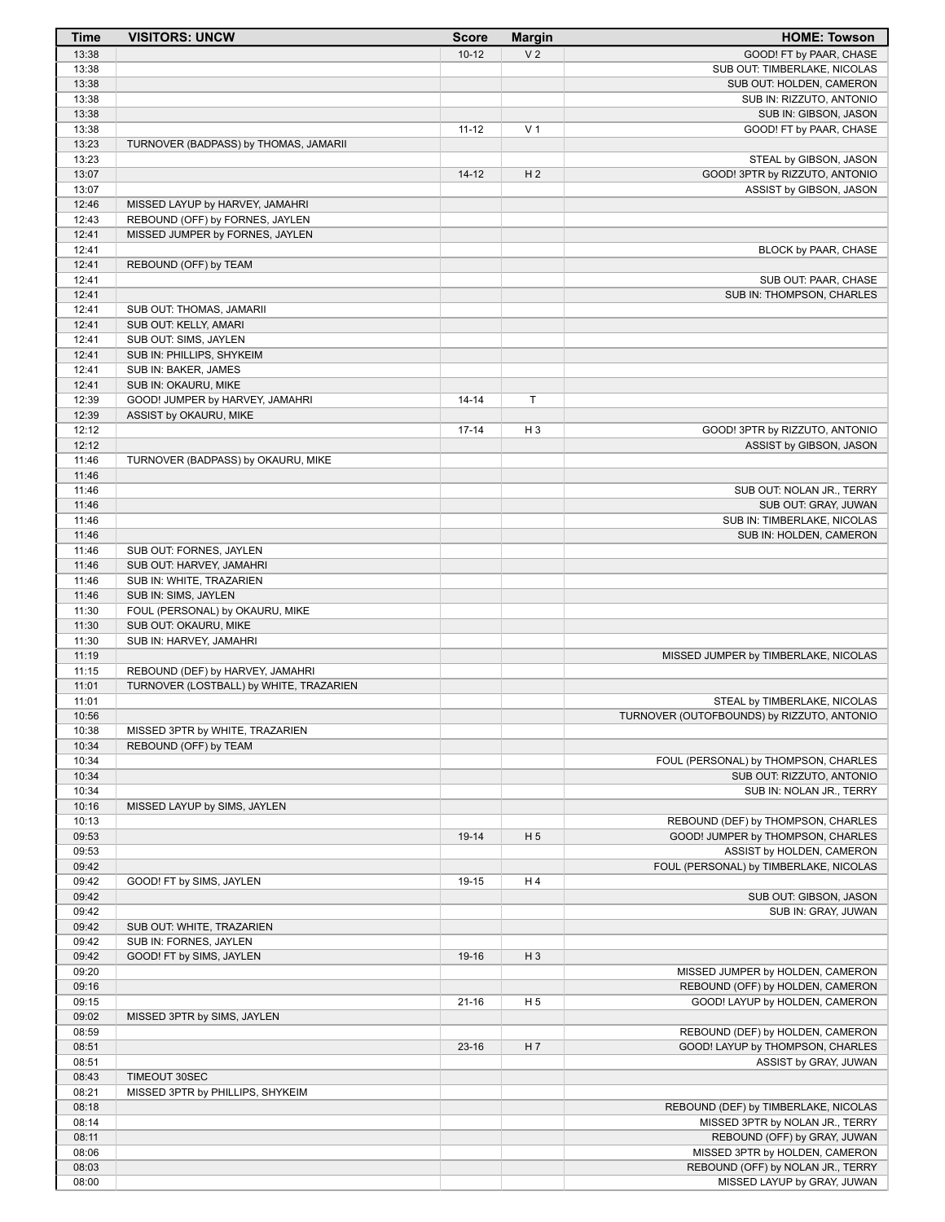| Time | VISITORS: UNCW | Score | Margin | HOME: Towson |
|---|---|---|---|---|
| 13:38 | | 10-12 | V 2 | GOOD! FT by PAAR, CHASE |
| 13:38 | | | | SUB OUT: TIMBERLAKE, NICOLAS |
| 13:38 | | | | SUB OUT: HOLDEN, CAMERON |
| 13:38 | | | | SUB IN: RIZZUTO, ANTONIO |
| 13:38 | | | | SUB IN: GIBSON, JASON |
| 13:38 | | 11-12 | V 1 | GOOD! FT by PAAR, CHASE |
| 13:23 | TURNOVER (BADPASS) by THOMAS, JAMARII | | | |
| 13:23 | | | | STEAL by GIBSON, JASON |
| 13:07 | | 14-12 | H 2 | GOOD! 3PTR by RIZZUTO, ANTONIO |
| 13:07 | | | | ASSIST by GIBSON, JASON |
| 12:46 | MISSED LAYUP by HARVEY, JAMAHRI | | | |
| 12:43 | REBOUND (OFF) by FORNES, JAYLEN | | | |
| 12:41 | MISSED JUMPER by FORNES, JAYLEN | | | |
| 12:41 | | | | BLOCK by PAAR, CHASE |
| 12:41 | REBOUND (OFF) by TEAM | | | |
| 12:41 | | | | SUB OUT: PAAR, CHASE |
| 12:41 | | | | SUB IN: THOMPSON, CHARLES |
| 12:41 | SUB OUT: THOMAS, JAMARII | | | |
| 12:41 | SUB OUT: KELLY, AMARI | | | |
| 12:41 | SUB OUT: SIMS, JAYLEN | | | |
| 12:41 | SUB IN: PHILLIPS, SHYKEIM | | | |
| 12:41 | SUB IN: BAKER, JAMES | | | |
| 12:41 | SUB IN: OKAURU, MIKE | | | |
| 12:39 | GOOD! JUMPER by HARVEY, JAMAHRI | 14-14 | T | |
| 12:39 | ASSIST by OKAURU, MIKE | | | |
| 12:12 | | 17-14 | H 3 | GOOD! 3PTR by RIZZUTO, ANTONIO |
| 12:12 | | | | ASSIST by GIBSON, JASON |
| 11:46 | TURNOVER (BADPASS) by OKAURU, MIKE | | | |
| 11:46 | | | | |
| 11:46 | | | | SUB OUT: NOLAN JR., TERRY |
| 11:46 | | | | SUB OUT: GRAY, JUWAN |
| 11:46 | | | | SUB IN: TIMBERLAKE, NICOLAS |
| 11:46 | | | | SUB IN: HOLDEN, CAMERON |
| 11:46 | SUB OUT: FORNES, JAYLEN | | | |
| 11:46 | SUB OUT: HARVEY, JAMAHRI | | | |
| 11:46 | SUB IN: WHITE, TRAZARIEN | | | |
| 11:46 | SUB IN: SIMS, JAYLEN | | | |
| 11:30 | FOUL (PERSONAL) by OKAURU, MIKE | | | |
| 11:30 | SUB OUT: OKAURU, MIKE | | | |
| 11:30 | SUB IN: HARVEY, JAMAHRI | | | |
| 11:19 | | | | MISSED JUMPER by TIMBERLAKE, NICOLAS |
| 11:15 | REBOUND (DEF) by HARVEY, JAMAHRI | | | |
| 11:01 | TURNOVER (LOSTBALL) by WHITE, TRAZARIEN | | | |
| 11:01 | | | | STEAL by TIMBERLAKE, NICOLAS |
| 10:56 | | | | TURNOVER (OUTOFBOUNDS) by RIZZUTO, ANTONIO |
| 10:38 | MISSED 3PTR by WHITE, TRAZARIEN | | | |
| 10:34 | REBOUND (OFF) by TEAM | | | |
| 10:34 | | | | FOUL (PERSONAL) by THOMPSON, CHARLES |
| 10:34 | | | | SUB OUT: RIZZUTO, ANTONIO |
| 10:34 | | | | SUB IN: NOLAN JR., TERRY |
| 10:16 | MISSED LAYUP by SIMS, JAYLEN | | | |
| 10:13 | | | | REBOUND (DEF) by THOMPSON, CHARLES |
| 09:53 | | 19-14 | H 5 | GOOD! JUMPER by THOMPSON, CHARLES |
| 09:53 | | | | ASSIST by HOLDEN, CAMERON |
| 09:42 | | | | FOUL (PERSONAL) by TIMBERLAKE, NICOLAS |
| 09:42 | GOOD! FT by SIMS, JAYLEN | 19-15 | H 4 | |
| 09:42 | | | | SUB OUT: GIBSON, JASON |
| 09:42 | | | | SUB IN: GRAY, JUWAN |
| 09:42 | SUB OUT: WHITE, TRAZARIEN | | | |
| 09:42 | SUB IN: FORNES, JAYLEN | | | |
| 09:42 | GOOD! FT by SIMS, JAYLEN | 19-16 | H 3 | |
| 09:20 | | | | MISSED JUMPER by HOLDEN, CAMERON |
| 09:16 | | | | REBOUND (OFF) by HOLDEN, CAMERON |
| 09:15 | | 21-16 | H 5 | GOOD! LAYUP by HOLDEN, CAMERON |
| 09:02 | MISSED 3PTR by SIMS, JAYLEN | | | |
| 08:59 | | | | REBOUND (DEF) by HOLDEN, CAMERON |
| 08:51 | | 23-16 | H 7 | GOOD! LAYUP by THOMPSON, CHARLES |
| 08:51 | | | | ASSIST by GRAY, JUWAN |
| 08:43 | TIMEOUT 30SEC | | | |
| 08:21 | MISSED 3PTR by PHILLIPS, SHYKEIM | | | |
| 08:18 | | | | REBOUND (DEF) by TIMBERLAKE, NICOLAS |
| 08:14 | | | | MISSED 3PTR by NOLAN JR., TERRY |
| 08:11 | | | | REBOUND (OFF) by GRAY, JUWAN |
| 08:06 | | | | MISSED 3PTR by HOLDEN, CAMERON |
| 08:03 | | | | REBOUND (OFF) by NOLAN JR., TERRY |
| 08:00 | | | | MISSED LAYUP by GRAY, JUWAN |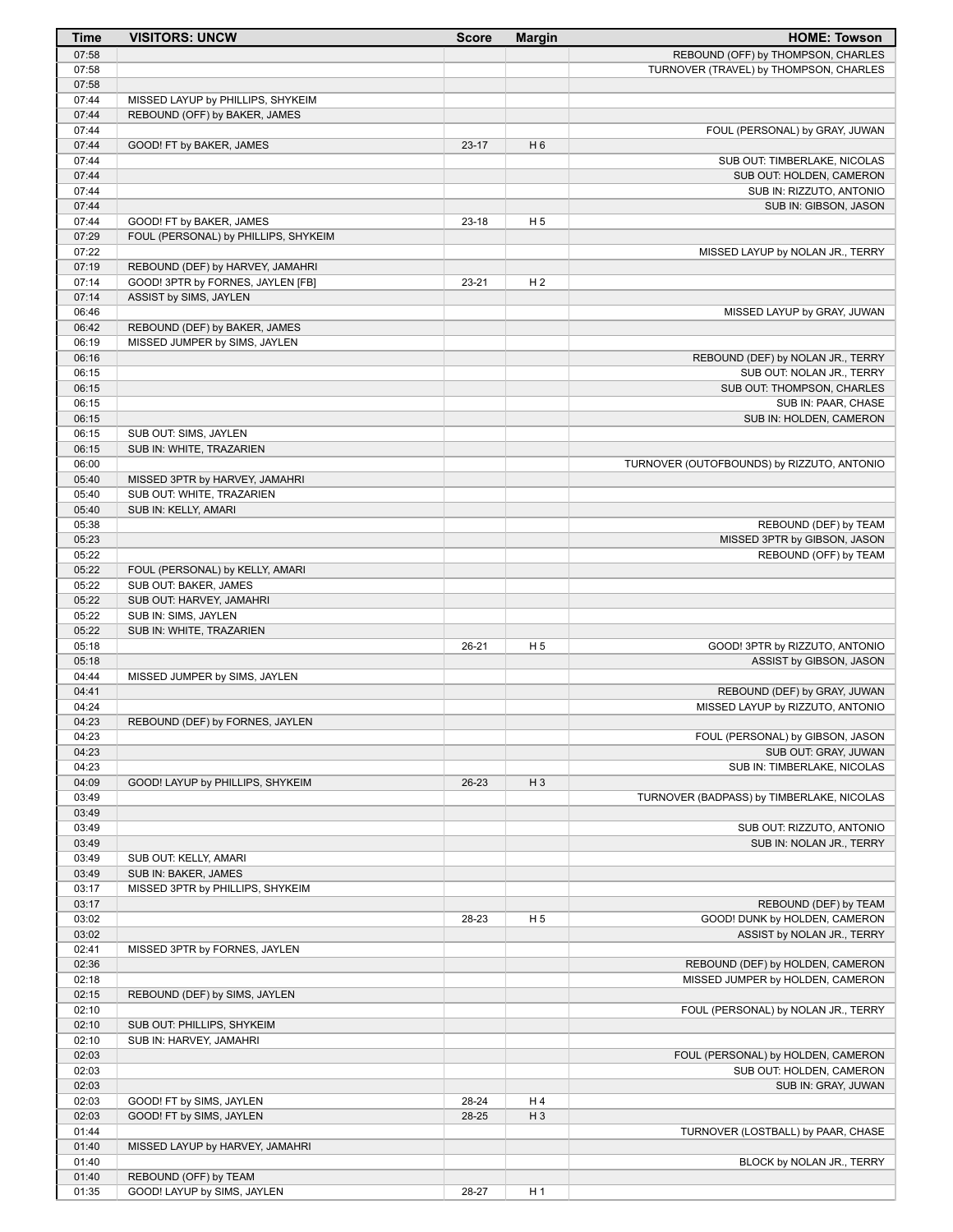| Time | VISITORS: UNCW | Score | Margin | HOME: Towson |
|---|---|---|---|---|
| 07:58 | | | | REBOUND (OFF) by THOMPSON, CHARLES |
| 07:58 | | | | TURNOVER (TRAVEL) by THOMPSON, CHARLES |
| 07:58 | | | | |
| 07:44 | MISSED LAYUP by PHILLIPS, SHYKEIM | | | |
| 07:44 | REBOUND (OFF) by BAKER, JAMES | | | |
| 07:44 | | | | FOUL (PERSONAL) by GRAY, JUWAN |
| 07:44 | GOOD! FT by BAKER, JAMES | 23-17 | H 6 | |
| 07:44 | | | | SUB OUT: TIMBERLAKE, NICOLAS |
| 07:44 | | | | SUB OUT: HOLDEN, CAMERON |
| 07:44 | | | | SUB IN: RIZZUTO, ANTONIO |
| 07:44 | | | | SUB IN: GIBSON, JASON |
| 07:44 | GOOD! FT by BAKER, JAMES | 23-18 | H 5 | |
| 07:29 | FOUL (PERSONAL) by PHILLIPS, SHYKEIM | | | |
| 07:22 | | | | MISSED LAYUP by NOLAN JR., TERRY |
| 07:19 | REBOUND (DEF) by HARVEY, JAMAHRI | | | |
| 07:14 | GOOD! 3PTR by FORNES, JAYLEN [FB] | 23-21 | H 2 | |
| 07:14 | ASSIST by SIMS, JAYLEN | | | |
| 06:46 | | | | MISSED LAYUP by GRAY, JUWAN |
| 06:42 | REBOUND (DEF) by BAKER, JAMES | | | |
| 06:19 | MISSED JUMPER by SIMS, JAYLEN | | | |
| 06:16 | | | | REBOUND (DEF) by NOLAN JR., TERRY |
| 06:15 | | | | SUB OUT: NOLAN JR., TERRY |
| 06:15 | | | | SUB OUT: THOMPSON, CHARLES |
| 06:15 | | | | SUB IN: PAAR, CHASE |
| 06:15 | | | | SUB IN: HOLDEN, CAMERON |
| 06:15 | SUB OUT: SIMS, JAYLEN | | | |
| 06:15 | SUB IN: WHITE, TRAZARIEN | | | |
| 06:00 | | | | TURNOVER (OUTOFBOUNDS) by RIZZUTO, ANTONIO |
| 05:40 | MISSED 3PTR by HARVEY, JAMAHRI | | | |
| 05:40 | SUB OUT: WHITE, TRAZARIEN | | | |
| 05:40 | SUB IN: KELLY, AMARI | | | |
| 05:38 | | | | REBOUND (DEF) by TEAM |
| 05:23 | | | | MISSED 3PTR by GIBSON, JASON |
| 05:22 | | | | REBOUND (OFF) by TEAM |
| 05:22 | FOUL (PERSONAL) by KELLY, AMARI | | | |
| 05:22 | SUB OUT: BAKER, JAMES | | | |
| 05:22 | SUB OUT: HARVEY, JAMAHRI | | | |
| 05:22 | SUB IN: SIMS, JAYLEN | | | |
| 05:22 | SUB IN: WHITE, TRAZARIEN | | | |
| 05:18 | | 26-21 | H 5 | GOOD! 3PTR by RIZZUTO, ANTONIO |
| 05:18 | | | | ASSIST by GIBSON, JASON |
| 04:44 | MISSED JUMPER by SIMS, JAYLEN | | | |
| 04:41 | | | | REBOUND (DEF) by GRAY, JUWAN |
| 04:24 | | | | MISSED LAYUP by RIZZUTO, ANTONIO |
| 04:23 | REBOUND (DEF) by FORNES, JAYLEN | | | |
| 04:23 | | | | FOUL (PERSONAL) by GIBSON, JASON |
| 04:23 | | | | SUB OUT: GRAY, JUWAN |
| 04:23 | | | | SUB IN: TIMBERLAKE, NICOLAS |
| 04:09 | GOOD! LAYUP by PHILLIPS, SHYKEIM | 26-23 | H 3 | |
| 03:49 | | | | TURNOVER (BADPASS) by TIMBERLAKE, NICOLAS |
| 03:49 | | | | |
| 03:49 | | | | SUB OUT: RIZZUTO, ANTONIO |
| 03:49 | | | | SUB IN: NOLAN JR., TERRY |
| 03:49 | SUB OUT: KELLY, AMARI | | | |
| 03:49 | SUB IN: BAKER, JAMES | | | |
| 03:17 | MISSED 3PTR by PHILLIPS, SHYKEIM | | | |
| 03:17 | | | | REBOUND (DEF) by TEAM |
| 03:02 | | 28-23 | H 5 | GOOD! DUNK by HOLDEN, CAMERON |
| 03:02 | | | | ASSIST by NOLAN JR., TERRY |
| 02:41 | MISSED 3PTR by FORNES, JAYLEN | | | |
| 02:36 | | | | REBOUND (DEF) by HOLDEN, CAMERON |
| 02:18 | | | | MISSED JUMPER by HOLDEN, CAMERON |
| 02:15 | REBOUND (DEF) by SIMS, JAYLEN | | | |
| 02:10 | | | | FOUL (PERSONAL) by NOLAN JR., TERRY |
| 02:10 | SUB OUT: PHILLIPS, SHYKEIM | | | |
| 02:10 | SUB IN: HARVEY, JAMAHRI | | | |
| 02:03 | | | | FOUL (PERSONAL) by HOLDEN, CAMERON |
| 02:03 | | | | SUB OUT: HOLDEN, CAMERON |
| 02:03 | | | | SUB IN: GRAY, JUWAN |
| 02:03 | GOOD! FT by SIMS, JAYLEN | 28-24 | H 4 | |
| 02:03 | GOOD! FT by SIMS, JAYLEN | 28-25 | H 3 | |
| 01:44 | | | | TURNOVER (LOSTBALL) by PAAR, CHASE |
| 01:40 | MISSED LAYUP by HARVEY, JAMAHRI | | | |
| 01:40 | | | | BLOCK by NOLAN JR., TERRY |
| 01:40 | REBOUND (OFF) by TEAM | | | |
| 01:35 | GOOD! LAYUP by SIMS, JAYLEN | 28-27 | H 1 | |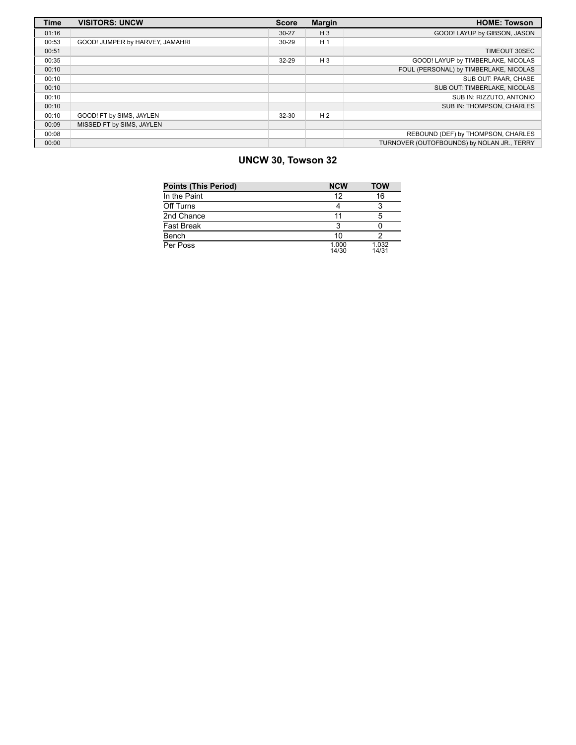| Time | VISITORS: UNCW | Score | Margin | HOME: Towson |
|---|---|---|---|---|
| 01:16 | | 30-27 | H 3 | GOOD! LAYUP by GIBSON, JASON |
| 00:53 | GOOD! JUMPER by HARVEY, JAMAHRI | 30-29 | H 1 | |
| 00:51 | | | | TIMEOUT 30SEC |
| 00:35 | | 32-29 | H 3 | GOOD! LAYUP by TIMBERLAKE, NICOLAS |
| 00:10 | | | | FOUL (PERSONAL) by TIMBERLAKE, NICOLAS |
| 00:10 | | | | SUB OUT: PAAR, CHASE |
| 00:10 | | | | SUB OUT: TIMBERLAKE, NICOLAS |
| 00:10 | | | | SUB IN: RIZZUTO, ANTONIO |
| 00:10 | | | | SUB IN: THOMPSON, CHARLES |
| 00:10 | GOOD! FT by SIMS, JAYLEN | 32-30 | H 2 | |
| 00:09 | MISSED FT by SIMS, JAYLEN | | | |
| 00:08 | | | | REBOUND (DEF) by THOMPSON, CHARLES |
| 00:00 | | | | TURNOVER (OUTOFBOUNDS) by NOLAN JR., TERRY |

## UNCW 30, Towson 32

| Points (This Period) | NCW | TOW |
|---|---|---|
| In the Paint | 12 | 16 |
| Off Turns | 4 | 3 |
| 2nd Chance | 11 | 5 |
| Fast Break | 3 | 0 |
| Bench | 10 | 2 |
| Per Poss | 1.000 14/30 | 1.032 14/31 |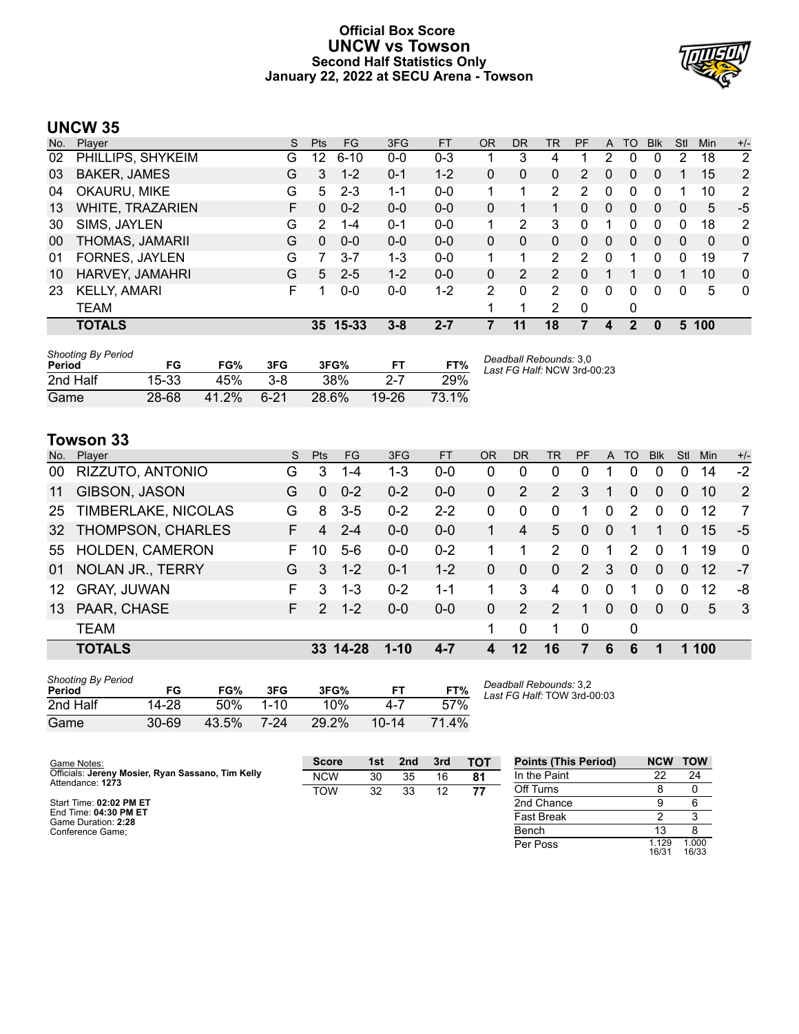# Official Box Score
## UNCW vs Towson
### Second Half Statistics Only
### January 22, 2022 at SECU Arena - Towson

## UNCW 35

| No. | Player | S | Pts | FG | 3FG | FT | OR | DR | TR | PF | A | TO | Blk | Stl | Min | +/- |
|---|---|---|---|---|---|---|---|---|---|---|---|---|---|---|---|---|
| 02 | PHILLIPS, SHYKEIM | G | 12 | 6-10 | 0-0 | 0-3 | 1 | 3 | 4 | 1 | 2 | 0 | 0 | 2 | 18 | 2 |
| 03 | BAKER, JAMES | G | 3 | 1-2 | 0-1 | 1-2 | 0 | 0 | 0 | 2 | 0 | 0 | 0 | 1 | 15 | 2 |
| 04 | OKAURU, MIKE | G | 5 | 2-3 | 1-1 | 0-0 | 1 | 1 | 2 | 2 | 0 | 0 | 0 | 1 | 10 | 2 |
| 13 | WHITE, TRAZARIEN | F | 0 | 0-2 | 0-0 | 0-0 | 0 | 1 | 1 | 0 | 0 | 0 | 0 | 0 | 5 | -5 |
| 30 | SIMS, JAYLEN | G | 2 | 1-4 | 0-1 | 0-0 | 1 | 2 | 3 | 0 | 1 | 0 | 0 | 0 | 18 | 2 |
| 00 | THOMAS, JAMARII | G | 0 | 0-0 | 0-0 | 0-0 | 0 | 0 | 0 | 0 | 0 | 0 | 0 | 0 | 0 | 0 |
| 01 | FORNES, JAYLEN | G | 7 | 3-7 | 1-3 | 0-0 | 1 | 1 | 2 | 2 | 0 | 1 | 0 | 0 | 19 | 7 |
| 10 | HARVEY, JAMAHRI | G | 5 | 2-5 | 1-2 | 0-0 | 0 | 2 | 2 | 0 | 1 | 1 | 0 | 1 | 10 | 0 |
| 23 | KELLY, AMARI | F | 1 | 0-0 | 0-0 | 1-2 | 2 | 0 | 2 | 0 | 0 | 0 | 0 | 0 | 5 | 0 |
| | TEAM | | | | | | 1 | 1 | 2 | 0 | | 0 | | | | |
| | **TOTALS** | | **35** | **15-33** | **3-8** | **2-7** | **7** | **11** | **18** | **7** | **4** | **2** | **0** | **5** | **100** | |

*Shooting By Period*

| Period | FG | FG% | 3FG | 3FG% | FT | FT% |
|---|---|---|---|---|---|---|
| 2nd Half | 15-33 | 45% | 3-8 | 38% | 2-7 | 29% |
| Game | 28-68 | 41.2% | 6-21 | 28.6% | 19-26 | 73.1% |

*Deadball Rebounds:* 3,0
*Last FG Half:* NCW 3rd-00:23

## Towson 33

| No. | Player | S | Pts | FG | 3FG | FT | OR | DR | TR | PF | A | TO | Blk | Stl | Min | +/- |
|---|---|---|---|---|---|---|---|---|---|---|---|---|---|---|---|---|
| 00 | RIZZUTO, ANTONIO | G | 3 | 1-4 | 1-3 | 0-0 | 0 | 0 | 0 | 0 | 1 | 0 | 0 | 0 | 14 | -2 |
| 11 | GIBSON, JASON | G | 0 | 0-2 | 0-2 | 0-0 | 0 | 2 | 2 | 3 | 1 | 0 | 0 | 0 | 10 | 2 |
| 25 | TIMBERLAKE, NICOLAS | G | 8 | 3-5 | 0-2 | 2-2 | 0 | 0 | 0 | 1 | 0 | 2 | 0 | 0 | 12 | 7 |
| 32 | THOMPSON, CHARLES | F | 4 | 2-4 | 0-0 | 0-0 | 1 | 4 | 5 | 0 | 0 | 1 | 1 | 0 | 15 | -5 |
| 55 | HOLDEN, CAMERON | F | 10 | 5-6 | 0-0 | 0-2 | 1 | 1 | 2 | 0 | 1 | 2 | 0 | 1 | 19 | 0 |
| 01 | NOLAN JR., TERRY | G | 3 | 1-2 | 0-1 | 1-2 | 0 | 0 | 0 | 2 | 3 | 0 | 0 | 0 | 12 | -7 |
| 12 | GRAY, JUWAN | F | 3 | 1-3 | 0-2 | 1-1 | 1 | 3 | 4 | 0 | 0 | 1 | 0 | 0 | 12 | -8 |
| 13 | PAAR, CHASE | F | 2 | 1-2 | 0-0 | 0-0 | 0 | 2 | 2 | 1 | 0 | 0 | 0 | 0 | 5 | 3 |
| | TEAM | | | | | | 1 | 0 | 1 | 0 | | 0 | | | | |
| | **TOTALS** | | **33** | **14-28** | **1-10** | **4-7** | **4** | **12** | **16** | **7** | **6** | **6** | **1** | **1** | **100** | |

*Shooting By Period*

| Period | FG | FG% | 3FG | 3FG% | FT | FT% |
|---|---|---|---|---|---|---|
| 2nd Half | 14-28 | 50% | 1-10 | 10% | 4-7 | 57% |
| Game | 30-69 | 43.5% | 7-24 | 29.2% | 10-14 | 71.4% |

*Deadball Rebounds:* 3,2
*Last FG Half:* TOW 3rd-00:03

Game Notes:
Officials: **Jereny Mosier, Ryan Sassano, Tim Kelly**
Attendance: **1273**

Start Time: **02:02 PM ET**
End Time: **04:30 PM ET**
Game Duration: **2:28**
Conference Game;

| Score | 1st | 2nd | 3rd | TOT |
|---|---|---|---|---|
| NCW | 30 | 35 | 16 | 81 |
| TOW | 32 | 33 | 12 | 77 |

| Points (This Period) | NCW | TOW |
|---|---|---|
| In the Paint | 22 | 24 |
| Off Turns | 8 | 0 |
| 2nd Chance | 9 | 6 |
| Fast Break | 2 | 3 |
| Bench | 13 | 8 |
| Per Poss | 1.129 16/31 | 1.000 16/33 |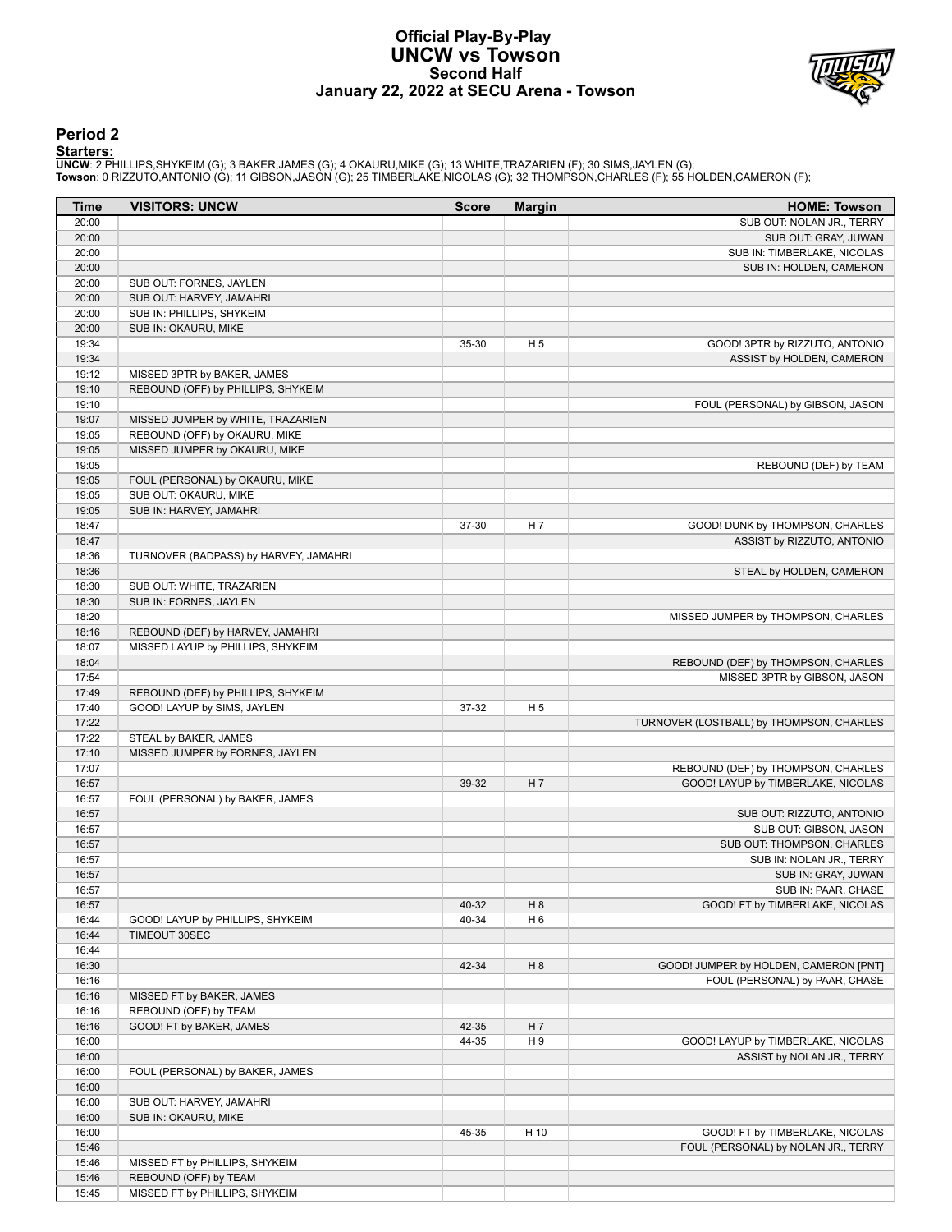# Official Play-By-Play
## UNCW vs Towson
### Second Half
### January 22, 2022 at SECU Arena - Towson

## Period 2

**Starters:**

**UNCW**: 2 PHILLIPS,SHYKEIM (G); 3 BAKER,JAMES (G); 4 OKAURU,MIKE (G); 13 WHITE,TRAZARIEN (F); 30 SIMS,JAYLEN (G);
**Towson**: 0 RIZZUTO,ANTONIO (G); 11 GIBSON,JASON (G); 25 TIMBERLAKE,NICOLAS (G); 32 THOMPSON,CHARLES (F); 55 HOLDEN,CAMERON (F);

| Time | VISITORS: UNCW | Score | Margin | HOME: Towson |
|---|---|---|---|---|
| 20:00 | | | | SUB OUT: NOLAN JR., TERRY |
| 20:00 | | | | SUB OUT: GRAY, JUWAN |
| 20:00 | | | | SUB IN: TIMBERLAKE, NICOLAS |
| 20:00 | | | | SUB IN: HOLDEN, CAMERON |
| 20:00 | SUB OUT: FORNES, JAYLEN | | | |
| 20:00 | SUB OUT: HARVEY, JAMAHRI | | | |
| 20:00 | SUB IN: PHILLIPS, SHYKEIM | | | |
| 20:00 | SUB IN: OKAURU, MIKE | | | |
| 19:34 | | 35-30 | H 5 | GOOD! 3PTR by RIZZUTO, ANTONIO |
| 19:34 | | | | ASSIST by HOLDEN, CAMERON |
| 19:12 | MISSED 3PTR by BAKER, JAMES | | | |
| 19:10 | REBOUND (OFF) by PHILLIPS, SHYKEIM | | | |
| 19:10 | | | | FOUL (PERSONAL) by GIBSON, JASON |
| 19:07 | MISSED JUMPER by WHITE, TRAZARIEN | | | |
| 19:05 | REBOUND (OFF) by OKAURU, MIKE | | | |
| 19:05 | MISSED JUMPER by OKAURU, MIKE | | | |
| 19:05 | | | | REBOUND (DEF) by TEAM |
| 19:05 | FOUL (PERSONAL) by OKAURU, MIKE | | | |
| 19:05 | SUB OUT: OKAURU, MIKE | | | |
| 19:05 | SUB IN: HARVEY, JAMAHRI | | | |
| 18:47 | | 37-30 | H 7 | GOOD! DUNK by THOMPSON, CHARLES |
| 18:47 | | | | ASSIST by RIZZUTO, ANTONIO |
| 18:36 | TURNOVER (BADPASS) by HARVEY, JAMAHRI | | | |
| 18:36 | | | | STEAL by HOLDEN, CAMERON |
| 18:30 | SUB OUT: WHITE, TRAZARIEN | | | |
| 18:30 | SUB IN: FORNES, JAYLEN | | | |
| 18:20 | | | | MISSED JUMPER by THOMPSON, CHARLES |
| 18:16 | REBOUND (DEF) by HARVEY, JAMAHRI | | | |
| 18:07 | MISSED LAYUP by PHILLIPS, SHYKEIM | | | |
| 18:04 | | | | REBOUND (DEF) by THOMPSON, CHARLES |
| 17:54 | | | | MISSED 3PTR by GIBSON, JASON |
| 17:49 | REBOUND (DEF) by PHILLIPS, SHYKEIM | | | |
| 17:40 | GOOD! LAYUP by SIMS, JAYLEN | 37-32 | H 5 | |
| 17:22 | | | | TURNOVER (LOSTBALL) by THOMPSON, CHARLES |
| 17:22 | STEAL by BAKER, JAMES | | | |
| 17:10 | MISSED JUMPER by FORNES, JAYLEN | | | |
| 17:07 | | | | REBOUND (DEF) by THOMPSON, CHARLES |
| 16:57 | | 39-32 | H 7 | GOOD! LAYUP by TIMBERLAKE, NICOLAS |
| 16:57 | FOUL (PERSONAL) by BAKER, JAMES | | | |
| 16:57 | | | | SUB OUT: RIZZUTO, ANTONIO |
| 16:57 | | | | SUB OUT: GIBSON, JASON |
| 16:57 | | | | SUB OUT: THOMPSON, CHARLES |
| 16:57 | | | | SUB IN: NOLAN JR., TERRY |
| 16:57 | | | | SUB IN: GRAY, JUWAN |
| 16:57 | | | | SUB IN: PAAR, CHASE |
| 16:57 | | 40-32 | H 8 | GOOD! FT by TIMBERLAKE, NICOLAS |
| 16:44 | GOOD! LAYUP by PHILLIPS, SHYKEIM | 40-34 | H 6 | |
| 16:44 | TIMEOUT 30SEC | | | |
| 16:44 | | | | |
| 16:30 | | 42-34 | H 8 | GOOD! JUMPER by HOLDEN, CAMERON [PNT] |
| 16:16 | | | | FOUL (PERSONAL) by PAAR, CHASE |
| 16:16 | MISSED FT by BAKER, JAMES | | | |
| 16:16 | REBOUND (OFF) by TEAM | | | |
| 16:16 | GOOD! FT by BAKER, JAMES | 42-35 | H 7 | |
| 16:00 | | 44-35 | H 9 | GOOD! LAYUP by TIMBERLAKE, NICOLAS |
| 16:00 | | | | ASSIST by NOLAN JR., TERRY |
| 16:00 | FOUL (PERSONAL) by BAKER, JAMES | | | |
| 16:00 | | | | |
| 16:00 | SUB OUT: HARVEY, JAMAHRI | | | |
| 16:00 | SUB IN: OKAURU, MIKE | | | |
| 16:00 | | 45-35 | H 10 | GOOD! FT by TIMBERLAKE, NICOLAS |
| 15:46 | | | | FOUL (PERSONAL) by NOLAN JR., TERRY |
| 15:46 | MISSED FT by PHILLIPS, SHYKEIM | | | |
| 15:46 | REBOUND (OFF) by TEAM | | | |
| 15:45 | MISSED FT by PHILLIPS, SHYKEIM | | | |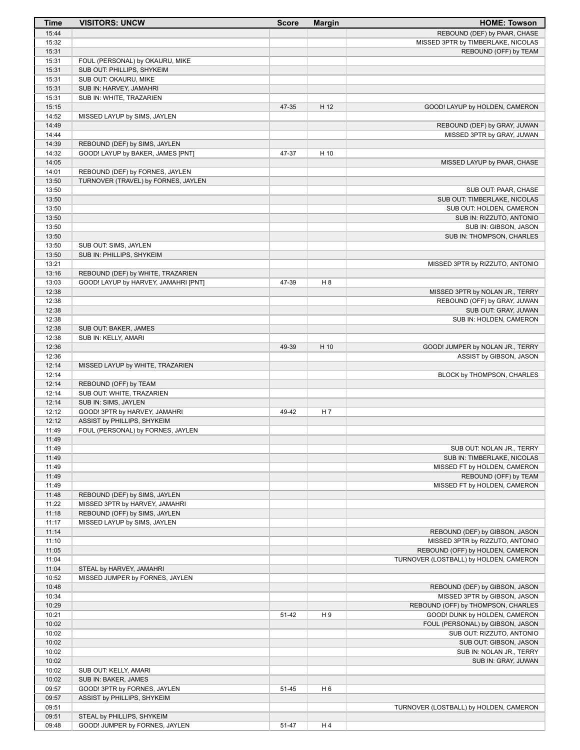| Time | VISITORS: UNCW | Score | Margin | HOME: Towson |
|---|---|---|---|---|
| 15:44 | | | | REBOUND (DEF) by PAAR, CHASE |
| 15:32 | | | | MISSED 3PTR by TIMBERLAKE, NICOLAS |
| 15:31 | | | | REBOUND (OFF) by TEAM |
| 15:31 | FOUL (PERSONAL) by OKAURU, MIKE | | | |
| 15:31 | SUB OUT: PHILLIPS, SHYKEIM | | | |
| 15:31 | SUB OUT: OKAURU, MIKE | | | |
| 15:31 | SUB IN: HARVEY, JAMAHRI | | | |
| 15:31 | SUB IN: WHITE, TRAZARIEN | | | |
| 15:15 | | 47-35 | H 12 | GOOD! LAYUP by HOLDEN, CAMERON |
| 14:52 | MISSED LAYUP by SIMS, JAYLEN | | | |
| 14:49 | | | | REBOUND (DEF) by GRAY, JUWAN |
| 14:44 | | | | MISSED 3PTR by GRAY, JUWAN |
| 14:39 | REBOUND (DEF) by SIMS, JAYLEN | | | |
| 14:32 | GOOD! LAYUP by BAKER, JAMES [PNT] | 47-37 | H 10 | |
| 14:05 | | | | MISSED LAYUP by PAAR, CHASE |
| 14:01 | REBOUND (DEF) by FORNES, JAYLEN | | | |
| 13:50 | TURNOVER (TRAVEL) by FORNES, JAYLEN | | | |
| 13:50 | | | | SUB OUT: PAAR, CHASE |
| 13:50 | | | | SUB OUT: TIMBERLAKE, NICOLAS |
| 13:50 | | | | SUB OUT: HOLDEN, CAMERON |
| 13:50 | | | | SUB IN: RIZZUTO, ANTONIO |
| 13:50 | | | | SUB IN: GIBSON, JASON |
| 13:50 | | | | SUB IN: THOMPSON, CHARLES |
| 13:50 | SUB OUT: SIMS, JAYLEN | | | |
| 13:50 | SUB IN: PHILLIPS, SHYKEIM | | | |
| 13:21 | | | | MISSED 3PTR by RIZZUTO, ANTONIO |
| 13:16 | REBOUND (DEF) by WHITE, TRAZARIEN | | | |
| 13:03 | GOOD! LAYUP by HARVEY, JAMAHRI [PNT] | 47-39 | H 8 | |
| 12:38 | | | | MISSED 3PTR by NOLAN JR., TERRY |
| 12:38 | | | | REBOUND (OFF) by GRAY, JUWAN |
| 12:38 | | | | SUB OUT: GRAY, JUWAN |
| 12:38 | | | | SUB IN: HOLDEN, CAMERON |
| 12:38 | SUB OUT: BAKER, JAMES | | | |
| 12:38 | SUB IN: KELLY, AMARI | | | |
| 12:36 | | 49-39 | H 10 | GOOD! JUMPER by NOLAN JR., TERRY |
| 12:36 | | | | ASSIST by GIBSON, JASON |
| 12:14 | MISSED LAYUP by WHITE, TRAZARIEN | | | |
| 12:14 | | | | BLOCK by THOMPSON, CHARLES |
| 12:14 | REBOUND (OFF) by TEAM | | | |
| 12:14 | SUB OUT: WHITE, TRAZARIEN | | | |
| 12:14 | SUB IN: SIMS, JAYLEN | | | |
| 12:12 | GOOD! 3PTR by HARVEY, JAMAHRI | 49-42 | H 7 | |
| 12:12 | ASSIST by PHILLIPS, SHYKEIM | | | |
| 11:49 | FOUL (PERSONAL) by FORNES, JAYLEN | | | |
| 11:49 | | | | |
| 11:49 | | | | SUB OUT: NOLAN JR., TERRY |
| 11:49 | | | | SUB IN: TIMBERLAKE, NICOLAS |
| 11:49 | | | | MISSED FT by HOLDEN, CAMERON |
| 11:49 | | | | REBOUND (OFF) by TEAM |
| 11:49 | | | | MISSED FT by HOLDEN, CAMERON |
| 11:48 | REBOUND (DEF) by SIMS, JAYLEN | | | |
| 11:22 | MISSED 3PTR by HARVEY, JAMAHRI | | | |
| 11:18 | REBOUND (OFF) by SIMS, JAYLEN | | | |
| 11:17 | MISSED LAYUP by SIMS, JAYLEN | | | |
| 11:14 | | | | REBOUND (DEF) by GIBSON, JASON |
| 11:10 | | | | MISSED 3PTR by RIZZUTO, ANTONIO |
| 11:05 | | | | REBOUND (OFF) by HOLDEN, CAMERON |
| 11:04 | | | | TURNOVER (LOSTBALL) by HOLDEN, CAMERON |
| 11:04 | STEAL by HARVEY, JAMAHRI | | | |
| 10:52 | MISSED JUMPER by FORNES, JAYLEN | | | |
| 10:48 | | | | REBOUND (DEF) by GIBSON, JASON |
| 10:34 | | | | MISSED 3PTR by GIBSON, JASON |
| 10:29 | | | | REBOUND (OFF) by THOMPSON, CHARLES |
| 10:21 | | 51-42 | H 9 | GOOD! DUNK by HOLDEN, CAMERON |
| 10:02 | | | | FOUL (PERSONAL) by GIBSON, JASON |
| 10:02 | | | | SUB OUT: RIZZUTO, ANTONIO |
| 10:02 | | | | SUB OUT: GIBSON, JASON |
| 10:02 | | | | SUB IN: NOLAN JR., TERRY |
| 10:02 | | | | SUB IN: GRAY, JUWAN |
| 10:02 | SUB OUT: KELLY, AMARI | | | |
| 10:02 | SUB IN: BAKER, JAMES | | | |
| 09:57 | GOOD! 3PTR by FORNES, JAYLEN | 51-45 | H 6 | |
| 09:57 | ASSIST by PHILLIPS, SHYKEIM | | | |
| 09:51 | | | | TURNOVER (LOSTBALL) by HOLDEN, CAMERON |
| 09:51 | STEAL by PHILLIPS, SHYKEIM | | | |
| 09:48 | GOOD! JUMPER by FORNES, JAYLEN | 51-47 | H 4 | |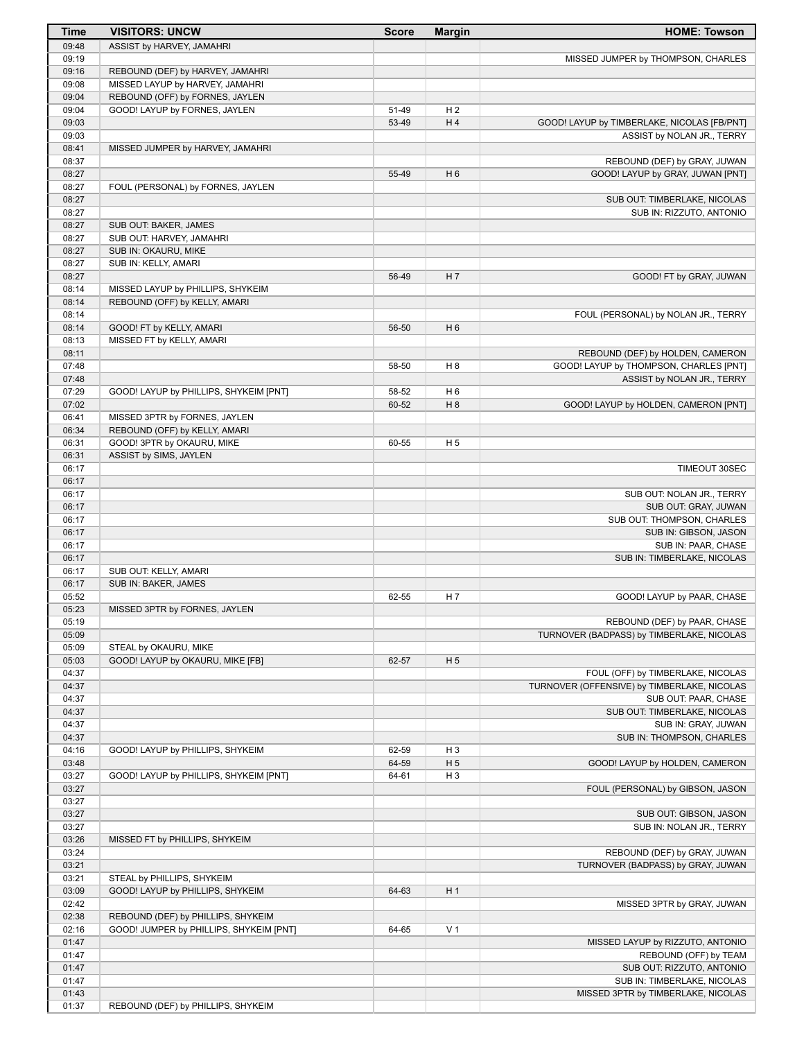| Time | VISITORS: UNCW | Score | Margin | HOME: Towson |
| --- | --- | --- | --- | --- |
| 09:48 | ASSIST by HARVEY, JAMAHRI | | | |
| 09:19 | | | | MISSED JUMPER by THOMPSON, CHARLES |
| 09:16 | REBOUND (DEF) by HARVEY, JAMAHRI | | | |
| 09:08 | MISSED LAYUP by HARVEY, JAMAHRI | | | |
| 09:04 | REBOUND (OFF) by FORNES, JAYLEN | | | |
| 09:04 | GOOD! LAYUP by FORNES, JAYLEN | 51-49 | H 2 | |
| 09:03 | | 53-49 | H 4 | GOOD! LAYUP by TIMBERLAKE, NICOLAS [FB/PNT] |
| 09:03 | | | | ASSIST by NOLAN JR., TERRY |
| 08:41 | MISSED JUMPER by HARVEY, JAMAHRI | | | |
| 08:37 | | | | REBOUND (DEF) by GRAY, JUWAN |
| 08:27 | | 55-49 | H 6 | GOOD! LAYUP by GRAY, JUWAN [PNT] |
| 08:27 | FOUL (PERSONAL) by FORNES, JAYLEN | | | |
| 08:27 | | | | SUB OUT: TIMBERLAKE, NICOLAS |
| 08:27 | | | | SUB IN: RIZZUTO, ANTONIO |
| 08:27 | SUB OUT: BAKER, JAMES | | | |
| 08:27 | SUB OUT: HARVEY, JAMAHRI | | | |
| 08:27 | SUB IN: OKAURU, MIKE | | | |
| 08:27 | SUB IN: KELLY, AMARI | | | |
| 08:27 | | 56-49 | H 7 | GOOD! FT by GRAY, JUWAN |
| 08:14 | MISSED LAYUP by PHILLIPS, SHYKEIM | | | |
| 08:14 | REBOUND (OFF) by KELLY, AMARI | | | |
| 08:14 | | | | FOUL (PERSONAL) by NOLAN JR., TERRY |
| 08:14 | GOOD! FT by KELLY, AMARI | 56-50 | H 6 | |
| 08:13 | MISSED FT by KELLY, AMARI | | | |
| 08:11 | | | | REBOUND (DEF) by HOLDEN, CAMERON |
| 07:48 | | 58-50 | H 8 | GOOD! LAYUP by THOMPSON, CHARLES [PNT] |
| 07:48 | | | | ASSIST by NOLAN JR., TERRY |
| 07:29 | GOOD! LAYUP by PHILLIPS, SHYKEIM [PNT] | 58-52 | H 6 | |
| 07:02 | | 60-52 | H 8 | GOOD! LAYUP by HOLDEN, CAMERON [PNT] |
| 06:41 | MISSED 3PTR by FORNES, JAYLEN | | | |
| 06:34 | REBOUND (OFF) by KELLY, AMARI | | | |
| 06:31 | GOOD! 3PTR by OKAURU, MIKE | 60-55 | H 5 | |
| 06:31 | ASSIST by SIMS, JAYLEN | | | |
| 06:17 | | | | TIMEOUT 30SEC |
| 06:17 | | | | |
| 06:17 | | | | SUB OUT: NOLAN JR., TERRY |
| 06:17 | | | | SUB OUT: GRAY, JUWAN |
| 06:17 | | | | SUB OUT: THOMPSON, CHARLES |
| 06:17 | | | | SUB IN: GIBSON, JASON |
| 06:17 | | | | SUB IN: PAAR, CHASE |
| 06:17 | | | | SUB IN: TIMBERLAKE, NICOLAS |
| 06:17 | SUB OUT: KELLY, AMARI | | | |
| 06:17 | SUB IN: BAKER, JAMES | | | |
| 05:52 | | 62-55 | H 7 | GOOD! LAYUP by PAAR, CHASE |
| 05:23 | MISSED 3PTR by FORNES, JAYLEN | | | |
| 05:19 | | | | REBOUND (DEF) by PAAR, CHASE |
| 05:09 | | | | TURNOVER (BADPASS) by TIMBERLAKE, NICOLAS |
| 05:09 | STEAL by OKAURU, MIKE | | | |
| 05:03 | GOOD! LAYUP by OKAURU, MIKE [FB] | 62-57 | H 5 | |
| 04:37 | | | | FOUL (OFF) by TIMBERLAKE, NICOLAS |
| 04:37 | | | | TURNOVER (OFFENSIVE) by TIMBERLAKE, NICOLAS |
| 04:37 | | | | SUB OUT: PAAR, CHASE |
| 04:37 | | | | SUB OUT: TIMBERLAKE, NICOLAS |
| 04:37 | | | | SUB IN: GRAY, JUWAN |
| 04:37 | | | | SUB IN: THOMPSON, CHARLES |
| 04:16 | GOOD! LAYUP by PHILLIPS, SHYKEIM | 62-59 | H 3 | |
| 03:48 | | 64-59 | H 5 | GOOD! LAYUP by HOLDEN, CAMERON |
| 03:27 | GOOD! LAYUP by PHILLIPS, SHYKEIM [PNT] | 64-61 | H 3 | |
| 03:27 | | | | FOUL (PERSONAL) by GIBSON, JASON |
| 03:27 | | | | |
| 03:27 | | | | SUB OUT: GIBSON, JASON |
| 03:27 | | | | SUB IN: NOLAN JR., TERRY |
| 03:26 | MISSED FT by PHILLIPS, SHYKEIM | | | |
| 03:24 | | | | REBOUND (DEF) by GRAY, JUWAN |
| 03:21 | | | | TURNOVER (BADPASS) by GRAY, JUWAN |
| 03:21 | STEAL by PHILLIPS, SHYKEIM | | | |
| 03:09 | GOOD! LAYUP by PHILLIPS, SHYKEIM | 64-63 | H 1 | |
| 02:42 | | | | MISSED 3PTR by GRAY, JUWAN |
| 02:38 | REBOUND (DEF) by PHILLIPS, SHYKEIM | | | |
| 02:16 | GOOD! JUMPER by PHILLIPS, SHYKEIM [PNT] | 64-65 | V 1 | |
| 01:47 | | | | MISSED LAYUP by RIZZUTO, ANTONIO |
| 01:47 | | | | REBOUND (OFF) by TEAM |
| 01:47 | | | | SUB OUT: RIZZUTO, ANTONIO |
| 01:47 | | | | SUB IN: TIMBERLAKE, NICOLAS |
| 01:43 | | | | MISSED 3PTR by TIMBERLAKE, NICOLAS |
| 01:37 | REBOUND (DEF) by PHILLIPS, SHYKEIM | | | |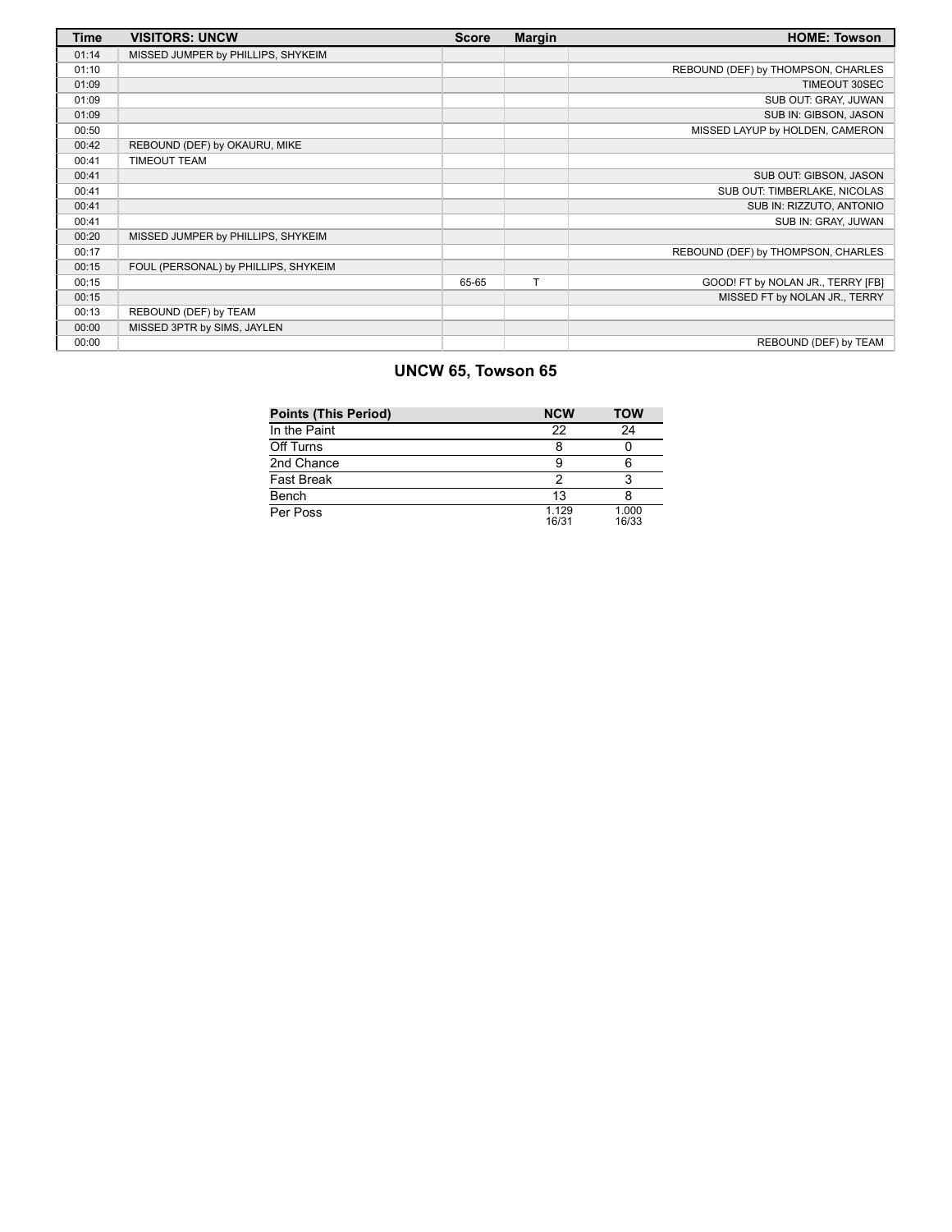| Time | VISITORS: UNCW | Score | Margin | HOME: Towson |
|---|---|---|---|---|
| 01:14 | MISSED JUMPER by PHILLIPS, SHYKEIM | | | |
| 01:10 | | | | REBOUND (DEF) by THOMPSON, CHARLES |
| 01:09 | | | | TIMEOUT 30SEC |
| 01:09 | | | | SUB OUT: GRAY, JUWAN |
| 01:09 | | | | SUB IN: GIBSON, JASON |
| 00:50 | | | | MISSED LAYUP by HOLDEN, CAMERON |
| 00:42 | REBOUND (DEF) by OKAURU, MIKE | | | |
| 00:41 | TIMEOUT TEAM | | | |
| 00:41 | | | | SUB OUT: GIBSON, JASON |
| 00:41 | | | | SUB OUT: TIMBERLAKE, NICOLAS |
| 00:41 | | | | SUB IN: RIZZUTO, ANTONIO |
| 00:41 | | | | SUB IN: GRAY, JUWAN |
| 00:20 | MISSED JUMPER by PHILLIPS, SHYKEIM | | | |
| 00:17 | | | | REBOUND (DEF) by THOMPSON, CHARLES |
| 00:15 | FOUL (PERSONAL) by PHILLIPS, SHYKEIM | | | |
| 00:15 | | 65-65 | T | GOOD! FT by NOLAN JR., TERRY [FB] |
| 00:15 | | | | MISSED FT by NOLAN JR., TERRY |
| 00:13 | REBOUND (DEF) by TEAM | | | |
| 00:00 | MISSED 3PTR by SIMS, JAYLEN | | | |
| 00:00 | | | | REBOUND (DEF) by TEAM |

## UNCW 65, Towson 65

| Points (This Period) | NCW | TOW |
|---|---|---|
| In the Paint | 22 | 24 |
| Off Turns | 8 | 0 |
| 2nd Chance | 9 | 6 |
| Fast Break | 2 | 3 |
| Bench | 13 | 8 |
| Per Poss | 1.129 16/31 | 1.000 16/33 |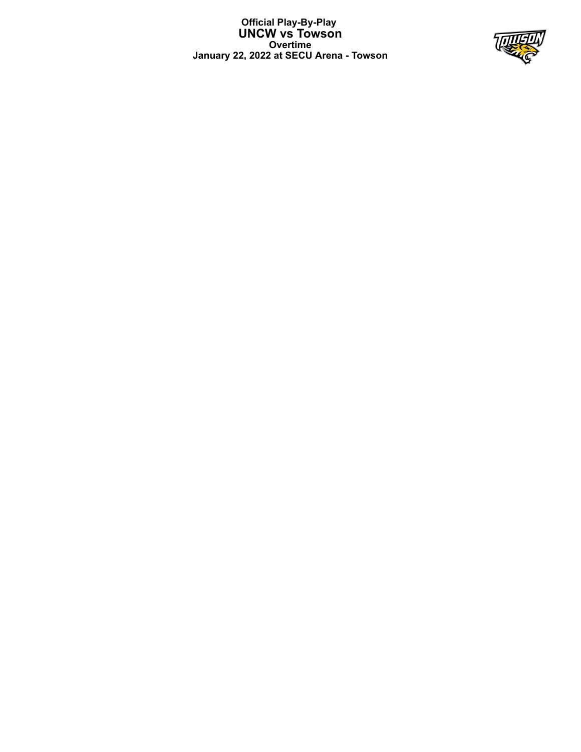**Official Play-By-Play**

# UNCW vs Towson

**Overtime**

**January 22, 2022 at SECU Arena - Towson**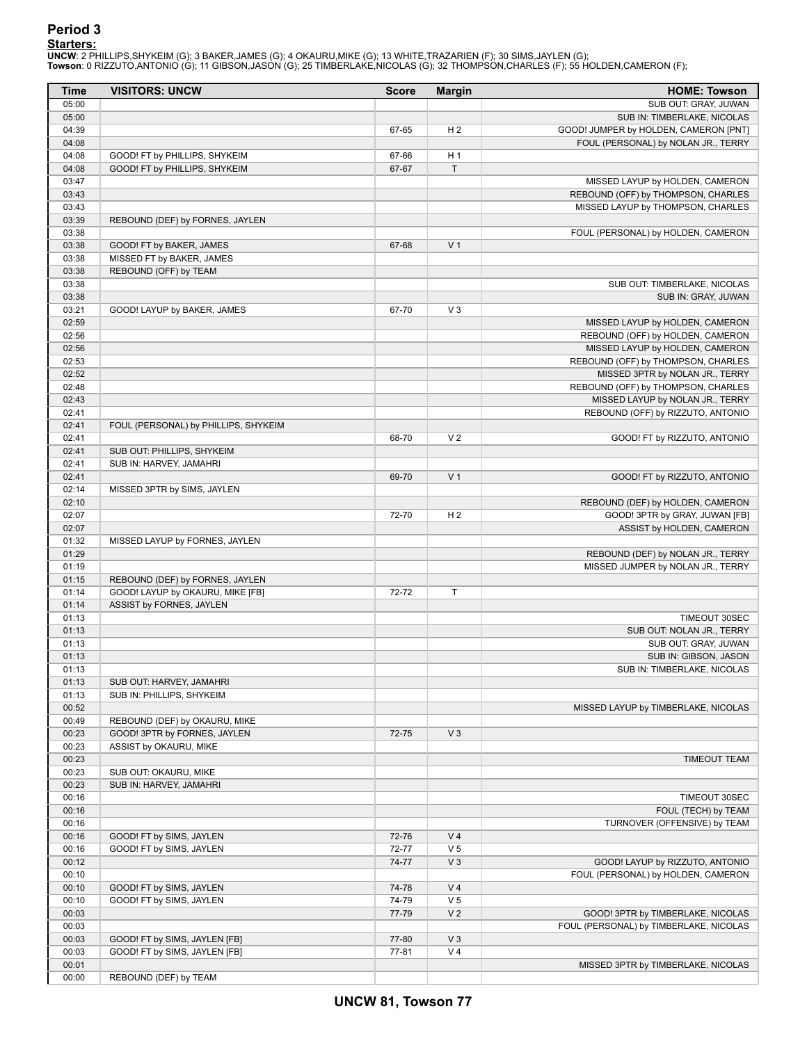## Period 3

**Starters:**

**UNCW**: 2 PHILLIPS,SHYKEIM (G); 3 BAKER,JAMES (G); 4 OKAURU,MIKE (G); 13 WHITE,TRAZARIEN (F); 30 SIMS,JAYLEN (G);
**Towson**: 0 RIZZUTO,ANTONIO (G); 11 GIBSON,JASON (G); 25 TIMBERLAKE,NICOLAS (G); 32 THOMPSON,CHARLES (F); 55 HOLDEN,CAMERON (F);

| Time | VISITORS: UNCW | Score | Margin | HOME: Towson |
|---|---|---|---|---|
| 05:00 | | | | SUB OUT: GRAY, JUWAN |
| 05:00 | | | | SUB IN: TIMBERLAKE, NICOLAS |
| 04:39 | | 67-65 | H 2 | GOOD! JUMPER by HOLDEN, CAMERON [PNT] |
| 04:08 | | | | FOUL (PERSONAL) by NOLAN JR., TERRY |
| 04:08 | GOOD! FT by PHILLIPS, SHYKEIM | 67-66 | H 1 | |
| 04:08 | GOOD! FT by PHILLIPS, SHYKEIM | 67-67 | T | |
| 03:47 | | | | MISSED LAYUP by HOLDEN, CAMERON |
| 03:43 | | | | REBOUND (OFF) by THOMPSON, CHARLES |
| 03:43 | | | | MISSED LAYUP by THOMPSON, CHARLES |
| 03:39 | REBOUND (DEF) by FORNES, JAYLEN | | | |
| 03:38 | | | | FOUL (PERSONAL) by HOLDEN, CAMERON |
| 03:38 | GOOD! FT by BAKER, JAMES | 67-68 | V 1 | |
| 03:38 | MISSED FT by BAKER, JAMES | | | |
| 03:38 | REBOUND (OFF) by TEAM | | | |
| 03:38 | | | | SUB OUT: TIMBERLAKE, NICOLAS |
| 03:38 | | | | SUB IN: GRAY, JUWAN |
| 03:21 | GOOD! LAYUP by BAKER, JAMES | 67-70 | V 3 | |
| 02:59 | | | | MISSED LAYUP by HOLDEN, CAMERON |
| 02:56 | | | | REBOUND (OFF) by HOLDEN, CAMERON |
| 02:56 | | | | MISSED LAYUP by HOLDEN, CAMERON |
| 02:53 | | | | REBOUND (OFF) by THOMPSON, CHARLES |
| 02:52 | | | | MISSED 3PTR by NOLAN JR., TERRY |
| 02:48 | | | | REBOUND (OFF) by THOMPSON, CHARLES |
| 02:43 | | | | MISSED LAYUP by NOLAN JR., TERRY |
| 02:41 | | | | REBOUND (OFF) by RIZZUTO, ANTONIO |
| 02:41 | FOUL (PERSONAL) by PHILLIPS, SHYKEIM | | | |
| 02:41 | | 68-70 | V 2 | GOOD! FT by RIZZUTO, ANTONIO |
| 02:41 | SUB OUT: PHILLIPS, SHYKEIM | | | |
| 02:41 | SUB IN: HARVEY, JAMAHRI | | | |
| 02:41 | | 69-70 | V 1 | GOOD! FT by RIZZUTO, ANTONIO |
| 02:14 | MISSED 3PTR by SIMS, JAYLEN | | | |
| 02:10 | | | | REBOUND (DEF) by HOLDEN, CAMERON |
| 02:07 | | 72-70 | H 2 | GOOD! 3PTR by GRAY, JUWAN [FB] |
| 02:07 | | | | ASSIST by HOLDEN, CAMERON |
| 01:32 | MISSED LAYUP by FORNES, JAYLEN | | | |
| 01:29 | | | | REBOUND (DEF) by NOLAN JR., TERRY |
| 01:19 | | | | MISSED JUMPER by NOLAN JR., TERRY |
| 01:15 | REBOUND (DEF) by FORNES, JAYLEN | | | |
| 01:14 | GOOD! LAYUP by OKAURU, MIKE [FB] | 72-72 | T | |
| 01:14 | ASSIST by FORNES, JAYLEN | | | |
| 01:13 | | | | TIMEOUT 30SEC |
| 01:13 | | | | SUB OUT: NOLAN JR., TERRY |
| 01:13 | | | | SUB OUT: GRAY, JUWAN |
| 01:13 | | | | SUB IN: GIBSON, JASON |
| 01:13 | | | | SUB IN: TIMBERLAKE, NICOLAS |
| 01:13 | SUB OUT: HARVEY, JAMAHRI | | | |
| 01:13 | SUB IN: PHILLIPS, SHYKEIM | | | |
| 00:52 | | | | MISSED LAYUP by TIMBERLAKE, NICOLAS |
| 00:49 | REBOUND (DEF) by OKAURU, MIKE | | | |
| 00:23 | GOOD! 3PTR by FORNES, JAYLEN | 72-75 | V 3 | |
| 00:23 | ASSIST by OKAURU, MIKE | | | |
| 00:23 | | | | TIMEOUT TEAM |
| 00:23 | SUB OUT: OKAURU, MIKE | | | |
| 00:23 | SUB IN: HARVEY, JAMAHRI | | | |
| 00:16 | | | | TIMEOUT 30SEC |
| 00:16 | | | | FOUL (TECH) by TEAM |
| 00:16 | | | | TURNOVER (OFFENSIVE) by TEAM |
| 00:16 | GOOD! FT by SIMS, JAYLEN | 72-76 | V 4 | |
| 00:16 | GOOD! FT by SIMS, JAYLEN | 72-77 | V 5 | |
| 00:12 | | 74-77 | V 3 | GOOD! LAYUP by RIZZUTO, ANTONIO |
| 00:10 | | | | FOUL (PERSONAL) by HOLDEN, CAMERON |
| 00:10 | GOOD! FT by SIMS, JAYLEN | 74-78 | V 4 | |
| 00:10 | GOOD! FT by SIMS, JAYLEN | 74-79 | V 5 | |
| 00:03 | | 77-79 | V 2 | GOOD! 3PTR by TIMBERLAKE, NICOLAS |
| 00:03 | | | | FOUL (PERSONAL) by TIMBERLAKE, NICOLAS |
| 00:03 | GOOD! FT by SIMS, JAYLEN [FB] | 77-80 | V 3 | |
| 00:03 | GOOD! FT by SIMS, JAYLEN [FB] | 77-81 | V 4 | |
| 00:01 | | | | MISSED 3PTR by TIMBERLAKE, NICOLAS |
| 00:00 | REBOUND (DEF) by TEAM | | | |

**UNCW 81, Towson 77**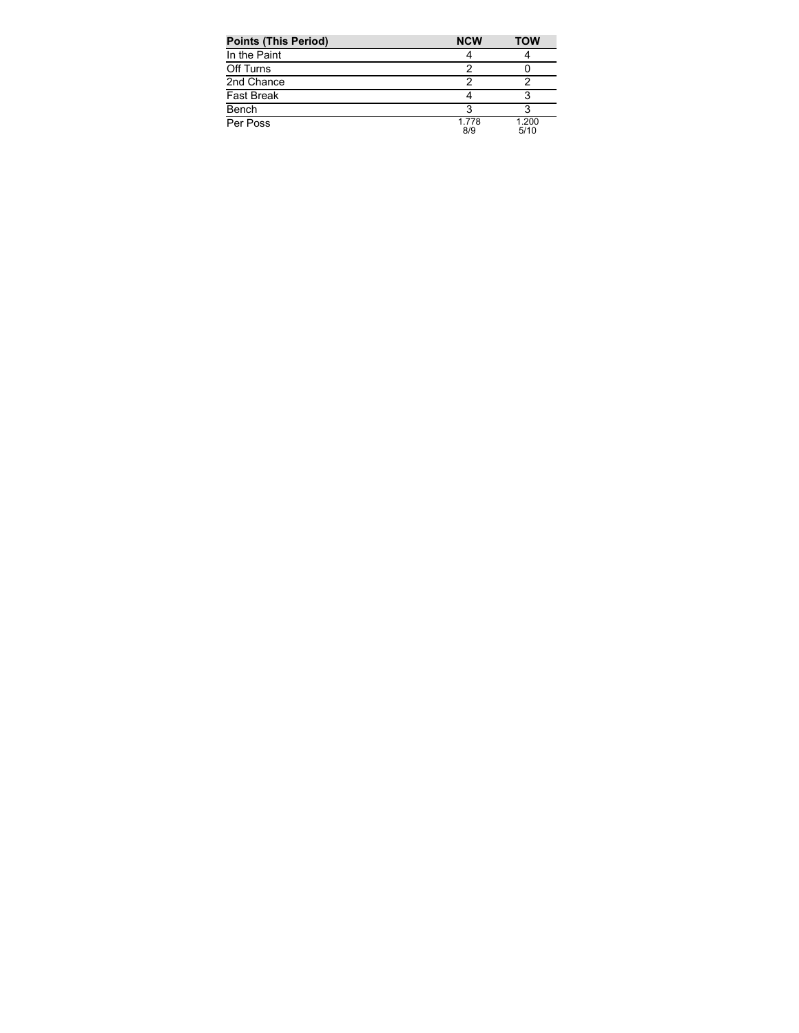| Points (This Period) | NCW | TOW |
|---|---|---|
| In the Paint | 4 | 4 |
| Off Turns | 2 | 0 |
| 2nd Chance | 2 | 2 |
| Fast Break | 4 | 3 |
| Bench | 3 | 3 |
| Per Poss | 1.778 8/9 | 1.200 5/10 |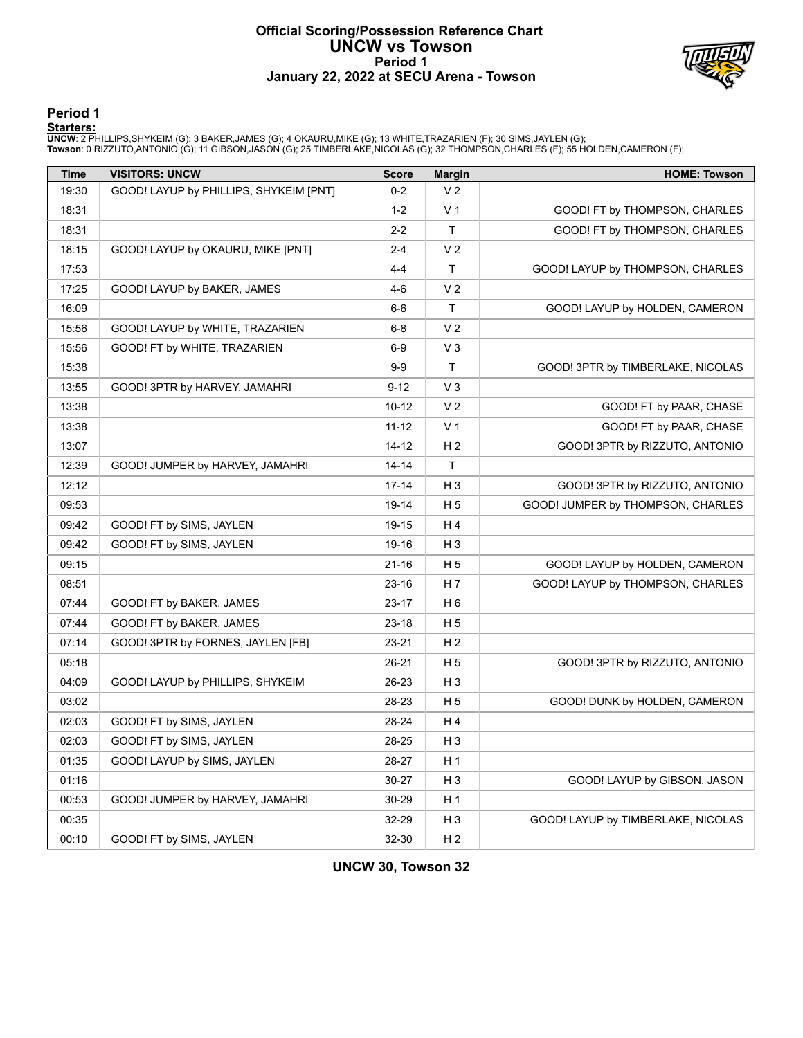# Official Scoring/Possession Reference Chart
# UNCW vs Towson
### Period 1
### January 22, 2022 at SECU Arena - Towson

## Period 1

**Starters:**

**UNCW**: 2 PHILLIPS,SHYKEIM (G); 3 BAKER,JAMES (G); 4 OKAURU,MIKE (G); 13 WHITE,TRAZARIEN (F); 30 SIMS,JAYLEN (G);
**Towson**: 0 RIZZUTO,ANTONIO (G); 11 GIBSON,JASON (G); 25 TIMBERLAKE,NICOLAS (G); 32 THOMPSON,CHARLES (F); 55 HOLDEN,CAMERON (F);

| Time | VISITORS: UNCW | Score | Margin | HOME: Towson |
|---|---|---|---|---|
| 19:30 | GOOD! LAYUP by PHILLIPS, SHYKEIM [PNT] | 0-2 | V 2 | |
| 18:31 | | 1-2 | V 1 | GOOD! FT by THOMPSON, CHARLES |
| 18:31 | | 2-2 | T | GOOD! FT by THOMPSON, CHARLES |
| 18:15 | GOOD! LAYUP by OKAURU, MIKE [PNT] | 2-4 | V 2 | |
| 17:53 | | 4-4 | T | GOOD! LAYUP by THOMPSON, CHARLES |
| 17:25 | GOOD! LAYUP by BAKER, JAMES | 4-6 | V 2 | |
| 16:09 | | 6-6 | T | GOOD! LAYUP by HOLDEN, CAMERON |
| 15:56 | GOOD! LAYUP by WHITE, TRAZARIEN | 6-8 | V 2 | |
| 15:56 | GOOD! FT by WHITE, TRAZARIEN | 6-9 | V 3 | |
| 15:38 | | 9-9 | T | GOOD! 3PTR by TIMBERLAKE, NICOLAS |
| 13:55 | GOOD! 3PTR by HARVEY, JAMAHRI | 9-12 | V 3 | |
| 13:38 | | 10-12 | V 2 | GOOD! FT by PAAR, CHASE |
| 13:38 | | 11-12 | V 1 | GOOD! FT by PAAR, CHASE |
| 13:07 | | 14-12 | H 2 | GOOD! 3PTR by RIZZUTO, ANTONIO |
| 12:39 | GOOD! JUMPER by HARVEY, JAMAHRI | 14-14 | T | |
| 12:12 | | 17-14 | H 3 | GOOD! 3PTR by RIZZUTO, ANTONIO |
| 09:53 | | 19-14 | H 5 | GOOD! JUMPER by THOMPSON, CHARLES |
| 09:42 | GOOD! FT by SIMS, JAYLEN | 19-15 | H 4 | |
| 09:42 | GOOD! FT by SIMS, JAYLEN | 19-16 | H 3 | |
| 09:15 | | 21-16 | H 5 | GOOD! LAYUP by HOLDEN, CAMERON |
| 08:51 | | 23-16 | H 7 | GOOD! LAYUP by THOMPSON, CHARLES |
| 07:44 | GOOD! FT by BAKER, JAMES | 23-17 | H 6 | |
| 07:44 | GOOD! FT by BAKER, JAMES | 23-18 | H 5 | |
| 07:14 | GOOD! 3PTR by FORNES, JAYLEN [FB] | 23-21 | H 2 | |
| 05:18 | | 26-21 | H 5 | GOOD! 3PTR by RIZZUTO, ANTONIO |
| 04:09 | GOOD! LAYUP by PHILLIPS, SHYKEIM | 26-23 | H 3 | |
| 03:02 | | 28-23 | H 5 | GOOD! DUNK by HOLDEN, CAMERON |
| 02:03 | GOOD! FT by SIMS, JAYLEN | 28-24 | H 4 | |
| 02:03 | GOOD! FT by SIMS, JAYLEN | 28-25 | H 3 | |
| 01:35 | GOOD! LAYUP by SIMS, JAYLEN | 28-27 | H 1 | |
| 01:16 | | 30-27 | H 3 | GOOD! LAYUP by GIBSON, JASON |
| 00:53 | GOOD! JUMPER by HARVEY, JAMAHRI | 30-29 | H 1 | |
| 00:35 | | 32-29 | H 3 | GOOD! LAYUP by TIMBERLAKE, NICOLAS |
| 00:10 | GOOD! FT by SIMS, JAYLEN | 32-30 | H 2 | |

**UNCW 30, Towson 32**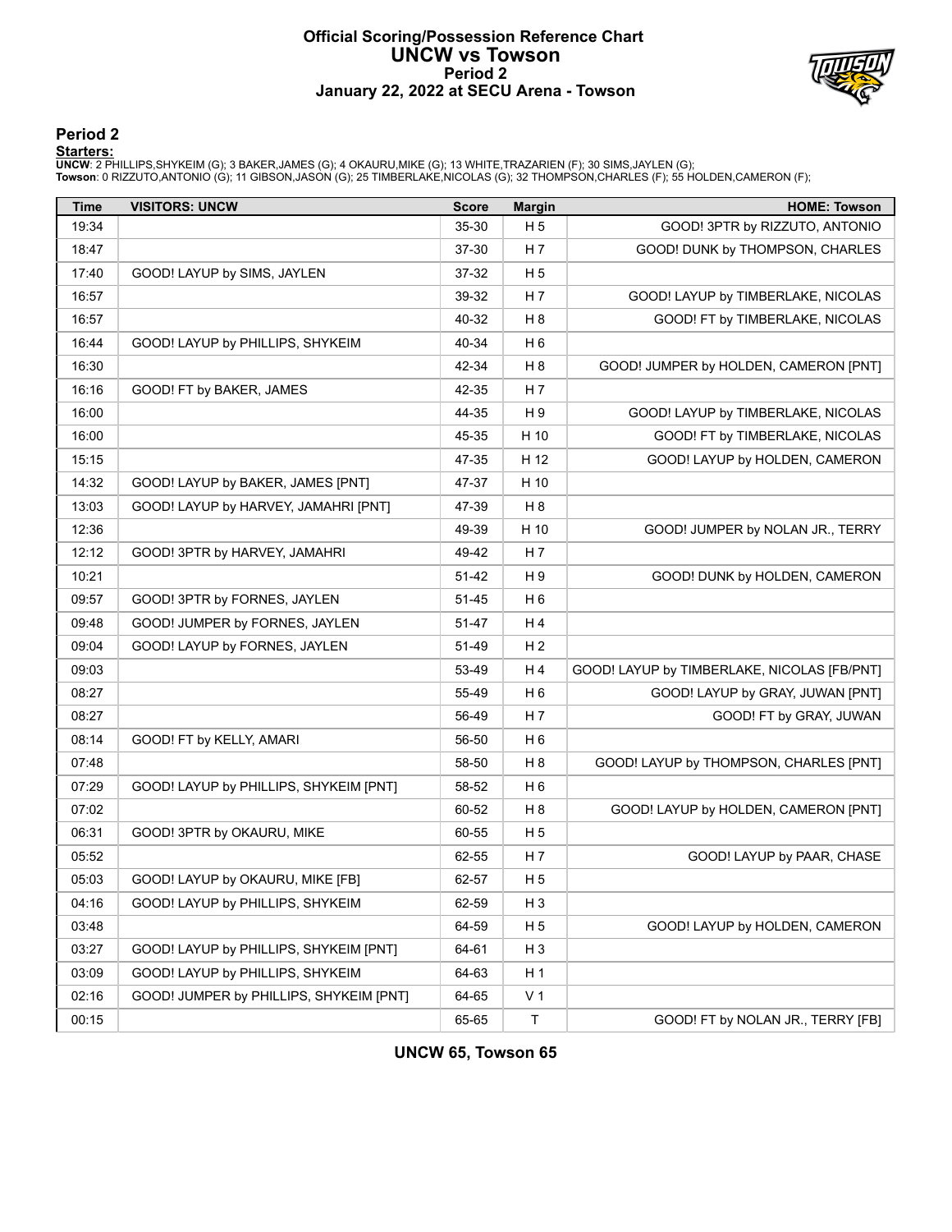# Official Scoring/Possession Reference Chart
# UNCW vs Towson
## Period 2
## January 22, 2022 at SECU Arena - Towson

## Period 2

**Starters:**

**UNCW**: 2 PHILLIPS,SHYKEIM (G); 3 BAKER,JAMES (G); 4 OKAURU,MIKE (G); 13 WHITE,TRAZARIEN (F); 30 SIMS,JAYLEN (G);
**Towson**: 0 RIZZUTO,ANTONIO (G); 11 GIBSON,JASON (G); 25 TIMBERLAKE,NICOLAS (G); 32 THOMPSON,CHARLES (F); 55 HOLDEN,CAMERON (F);

| Time | VISITORS: UNCW | Score | Margin | HOME: Towson |
|---|---|---|---|---|
| 19:34 | | 35-30 | H 5 | GOOD! 3PTR by RIZZUTO, ANTONIO |
| 18:47 | | 37-30 | H 7 | GOOD! DUNK by THOMPSON, CHARLES |
| 17:40 | GOOD! LAYUP by SIMS, JAYLEN | 37-32 | H 5 | |
| 16:57 | | 39-32 | H 7 | GOOD! LAYUP by TIMBERLAKE, NICOLAS |
| 16:57 | | 40-32 | H 8 | GOOD! FT by TIMBERLAKE, NICOLAS |
| 16:44 | GOOD! LAYUP by PHILLIPS, SHYKEIM | 40-34 | H 6 | |
| 16:30 | | 42-34 | H 8 | GOOD! JUMPER by HOLDEN, CAMERON [PNT] |
| 16:16 | GOOD! FT by BAKER, JAMES | 42-35 | H 7 | |
| 16:00 | | 44-35 | H 9 | GOOD! LAYUP by TIMBERLAKE, NICOLAS |
| 16:00 | | 45-35 | H 10 | GOOD! FT by TIMBERLAKE, NICOLAS |
| 15:15 | | 47-35 | H 12 | GOOD! LAYUP by HOLDEN, CAMERON |
| 14:32 | GOOD! LAYUP by BAKER, JAMES [PNT] | 47-37 | H 10 | |
| 13:03 | GOOD! LAYUP by HARVEY, JAMAHRI [PNT] | 47-39 | H 8 | |
| 12:36 | | 49-39 | H 10 | GOOD! JUMPER by NOLAN JR., TERRY |
| 12:12 | GOOD! 3PTR by HARVEY, JAMAHRI | 49-42 | H 7 | |
| 10:21 | | 51-42 | H 9 | GOOD! DUNK by HOLDEN, CAMERON |
| 09:57 | GOOD! 3PTR by FORNES, JAYLEN | 51-45 | H 6 | |
| 09:48 | GOOD! JUMPER by FORNES, JAYLEN | 51-47 | H 4 | |
| 09:04 | GOOD! LAYUP by FORNES, JAYLEN | 51-49 | H 2 | |
| 09:03 | | 53-49 | H 4 | GOOD! LAYUP by TIMBERLAKE, NICOLAS [FB/PNT] |
| 08:27 | | 55-49 | H 6 | GOOD! LAYUP by GRAY, JUWAN [PNT] |
| 08:27 | | 56-49 | H 7 | GOOD! FT by GRAY, JUWAN |
| 08:14 | GOOD! FT by KELLY, AMARI | 56-50 | H 6 | |
| 07:48 | | 58-50 | H 8 | GOOD! LAYUP by THOMPSON, CHARLES [PNT] |
| 07:29 | GOOD! LAYUP by PHILLIPS, SHYKEIM [PNT] | 58-52 | H 6 | |
| 07:02 | | 60-52 | H 8 | GOOD! LAYUP by HOLDEN, CAMERON [PNT] |
| 06:31 | GOOD! 3PTR by OKAURU, MIKE | 60-55 | H 5 | |
| 05:52 | | 62-55 | H 7 | GOOD! LAYUP by PAAR, CHASE |
| 05:03 | GOOD! LAYUP by OKAURU, MIKE [FB] | 62-57 | H 5 | |
| 04:16 | GOOD! LAYUP by PHILLIPS, SHYKEIM | 62-59 | H 3 | |
| 03:48 | | 64-59 | H 5 | GOOD! LAYUP by HOLDEN, CAMERON |
| 03:27 | GOOD! LAYUP by PHILLIPS, SHYKEIM [PNT] | 64-61 | H 3 | |
| 03:09 | GOOD! LAYUP by PHILLIPS, SHYKEIM | 64-63 | H 1 | |
| 02:16 | GOOD! JUMPER by PHILLIPS, SHYKEIM [PNT] | 64-65 | V 1 | |
| 00:15 | | 65-65 | T | GOOD! FT by NOLAN JR., TERRY [FB] |

**UNCW 65, Towson 65**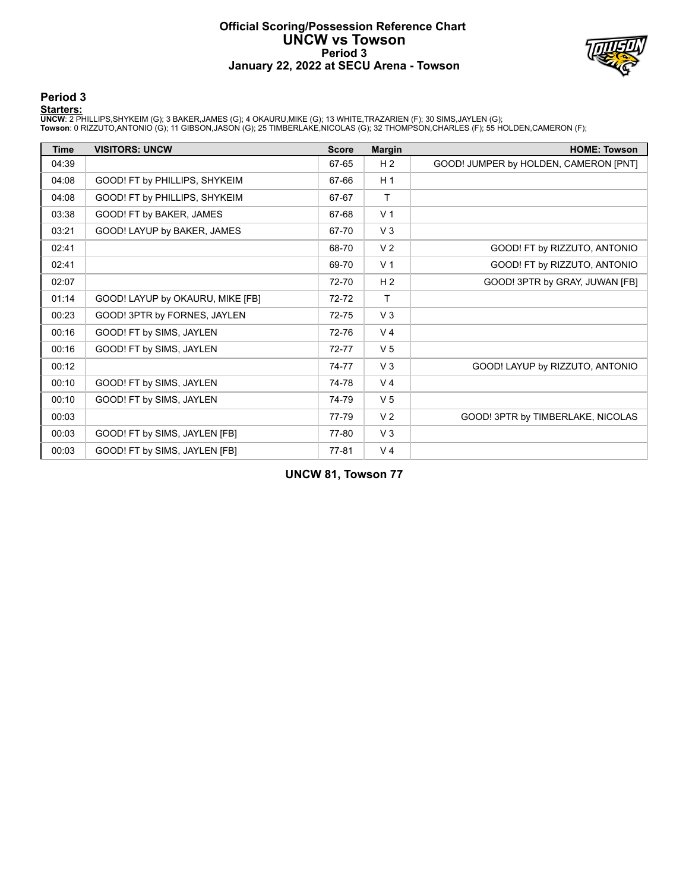# Official Scoring/Possession Reference Chart
# UNCW vs Towson
## Period 3
## January 22, 2022 at SECU Arena - Towson

### Period 3

**Starters:**

**UNCW**: 2 PHILLIPS,SHYKEIM (G); 3 BAKER,JAMES (G); 4 OKAURU,MIKE (G); 13 WHITE,TRAZARIEN (F); 30 SIMS,JAYLEN (G);
**Towson**: 0 RIZZUTO,ANTONIO (G); 11 GIBSON,JASON (G); 25 TIMBERLAKE,NICOLAS (G); 32 THOMPSON,CHARLES (F); 55 HOLDEN,CAMERON (F);

| Time | VISITORS: UNCW | Score | Margin | HOME: Towson |
|---|---|---|---|---|
| 04:39 | | 67-65 | H 2 | GOOD! JUMPER by HOLDEN, CAMERON [PNT] |
| 04:08 | GOOD! FT by PHILLIPS, SHYKEIM | 67-66 | H 1 | |
| 04:08 | GOOD! FT by PHILLIPS, SHYKEIM | 67-67 | T | |
| 03:38 | GOOD! FT by BAKER, JAMES | 67-68 | V 1 | |
| 03:21 | GOOD! LAYUP by BAKER, JAMES | 67-70 | V 3 | |
| 02:41 | | 68-70 | V 2 | GOOD! FT by RIZZUTO, ANTONIO |
| 02:41 | | 69-70 | V 1 | GOOD! FT by RIZZUTO, ANTONIO |
| 02:07 | | 72-70 | H 2 | GOOD! 3PTR by GRAY, JUWAN [FB] |
| 01:14 | GOOD! LAYUP by OKAURU, MIKE [FB] | 72-72 | T | |
| 00:23 | GOOD! 3PTR by FORNES, JAYLEN | 72-75 | V 3 | |
| 00:16 | GOOD! FT by SIMS, JAYLEN | 72-76 | V 4 | |
| 00:16 | GOOD! FT by SIMS, JAYLEN | 72-77 | V 5 | |
| 00:12 | | 74-77 | V 3 | GOOD! LAYUP by RIZZUTO, ANTONIO |
| 00:10 | GOOD! FT by SIMS, JAYLEN | 74-78 | V 4 | |
| 00:10 | GOOD! FT by SIMS, JAYLEN | 74-79 | V 5 | |
| 00:03 | | 77-79 | V 2 | GOOD! 3PTR by TIMBERLAKE, NICOLAS |
| 00:03 | GOOD! FT by SIMS, JAYLEN [FB] | 77-80 | V 3 | |
| 00:03 | GOOD! FT by SIMS, JAYLEN [FB] | 77-81 | V 4 | |

**UNCW 81, Towson 77**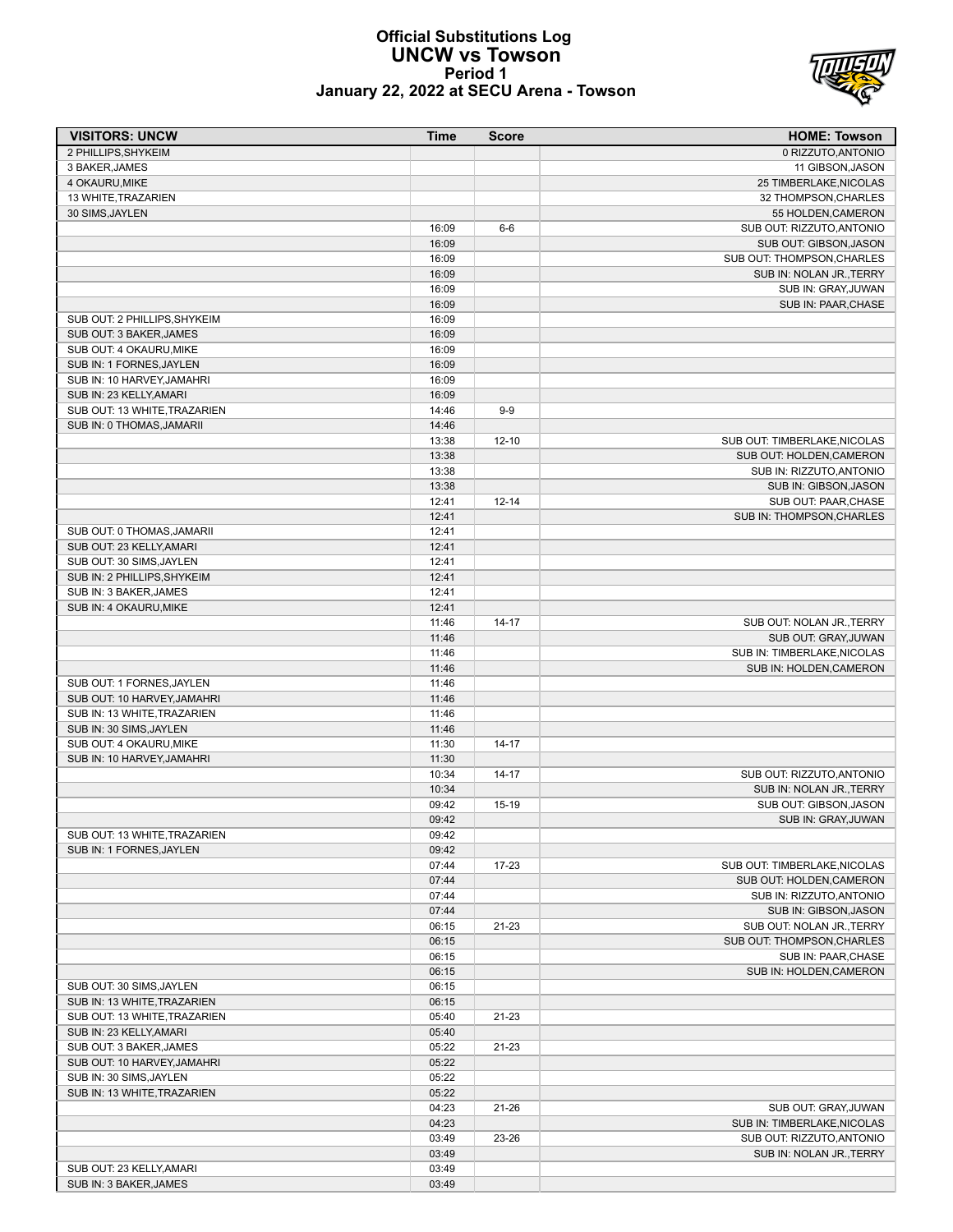# Official Substitutions Log
## UNCW vs Towson
### Period 1
### January 22, 2022 at SECU Arena - Towson

| VISITORS: UNCW | Time | Score | HOME: Towson |
|---|---|---|---|
| 2 PHILLIPS,SHYKEIM | | | 0 RIZZUTO,ANTONIO |
| 3 BAKER,JAMES | | | 11 GIBSON,JASON |
| 4 OKAURU,MIKE | | | 25 TIMBERLAKE,NICOLAS |
| 13 WHITE,TRAZARIEN | | | 32 THOMPSON,CHARLES |
| 30 SIMS,JAYLEN | | | 55 HOLDEN,CAMERON |
| | 16:09 | 6-6 | SUB OUT: RIZZUTO,ANTONIO |
| | 16:09 | | SUB OUT: GIBSON,JASON |
| | 16:09 | | SUB OUT: THOMPSON,CHARLES |
| | 16:09 | | SUB IN: NOLAN JR.,TERRY |
| | 16:09 | | SUB IN: GRAY,JUWAN |
| | 16:09 | | SUB IN: PAAR,CHASE |
| SUB OUT: 2 PHILLIPS,SHYKEIM | 16:09 | | |
| SUB OUT: 3 BAKER,JAMES | 16:09 | | |
| SUB OUT: 4 OKAURU,MIKE | 16:09 | | |
| SUB IN: 1 FORNES,JAYLEN | 16:09 | | |
| SUB IN: 10 HARVEY,JAMAHRI | 16:09 | | |
| SUB IN: 23 KELLY,AMARI | 16:09 | | |
| SUB OUT: 13 WHITE,TRAZARIEN | 14:46 | 9-9 | |
| SUB IN: 0 THOMAS,JAMARII | 14:46 | | |
| | 13:38 | 12-10 | SUB OUT: TIMBERLAKE,NICOLAS |
| | 13:38 | | SUB OUT: HOLDEN,CAMERON |
| | 13:38 | | SUB IN: RIZZUTO,ANTONIO |
| | 13:38 | | SUB IN: GIBSON,JASON |
| | 12:41 | 12-14 | SUB OUT: PAAR,CHASE |
| | 12:41 | | SUB IN: THOMPSON,CHARLES |
| SUB OUT: 0 THOMAS,JAMARII | 12:41 | | |
| SUB OUT: 23 KELLY,AMARI | 12:41 | | |
| SUB OUT: 30 SIMS,JAYLEN | 12:41 | | |
| SUB IN: 2 PHILLIPS,SHYKEIM | 12:41 | | |
| SUB IN: 3 BAKER,JAMES | 12:41 | | |
| SUB IN: 4 OKAURU,MIKE | 12:41 | | |
| | 11:46 | 14-17 | SUB OUT: NOLAN JR.,TERRY |
| | 11:46 | | SUB OUT: GRAY,JUWAN |
| | 11:46 | | SUB IN: TIMBERLAKE,NICOLAS |
| | 11:46 | | SUB IN: HOLDEN,CAMERON |
| SUB OUT: 1 FORNES,JAYLEN | 11:46 | | |
| SUB OUT: 10 HARVEY,JAMAHRI | 11:46 | | |
| SUB IN: 13 WHITE,TRAZARIEN | 11:46 | | |
| SUB IN: 30 SIMS,JAYLEN | 11:46 | | |
| SUB OUT: 4 OKAURU,MIKE | 11:30 | 14-17 | |
| SUB IN: 10 HARVEY,JAMAHRI | 11:30 | | |
| | 10:34 | 14-17 | SUB OUT: RIZZUTO,ANTONIO |
| | 10:34 | | SUB IN: NOLAN JR.,TERRY |
| | 09:42 | 15-19 | SUB OUT: GIBSON,JASON |
| | 09:42 | | SUB IN: GRAY,JUWAN |
| SUB OUT: 13 WHITE,TRAZARIEN | 09:42 | | |
| SUB IN: 1 FORNES,JAYLEN | 09:42 | | |
| | 07:44 | 17-23 | SUB OUT: TIMBERLAKE,NICOLAS |
| | 07:44 | | SUB OUT: HOLDEN,CAMERON |
| | 07:44 | | SUB IN: RIZZUTO,ANTONIO |
| | 07:44 | | SUB IN: GIBSON,JASON |
| | 06:15 | 21-23 | SUB OUT: NOLAN JR.,TERRY |
| | 06:15 | | SUB OUT: THOMPSON,CHARLES |
| | 06:15 | | SUB IN: PAAR,CHASE |
| | 06:15 | | SUB IN: HOLDEN,CAMERON |
| SUB OUT: 30 SIMS,JAYLEN | 06:15 | | |
| SUB IN: 13 WHITE,TRAZARIEN | 06:15 | | |
| SUB OUT: 13 WHITE,TRAZARIEN | 05:40 | 21-23 | |
| SUB IN: 23 KELLY,AMARI | 05:40 | | |
| SUB OUT: 3 BAKER,JAMES | 05:22 | 21-23 | |
| SUB OUT: 10 HARVEY,JAMAHRI | 05:22 | | |
| SUB IN: 30 SIMS,JAYLEN | 05:22 | | |
| SUB IN: 13 WHITE,TRAZARIEN | 05:22 | | |
| | 04:23 | 21-26 | SUB OUT: GRAY,JUWAN |
| | 04:23 | | SUB IN: TIMBERLAKE,NICOLAS |
| | 03:49 | 23-26 | SUB OUT: RIZZUTO,ANTONIO |
| | 03:49 | | SUB IN: NOLAN JR.,TERRY |
| SUB OUT: 23 KELLY,AMARI | 03:49 | | |
| SUB IN: 3 BAKER,JAMES | 03:49 | | |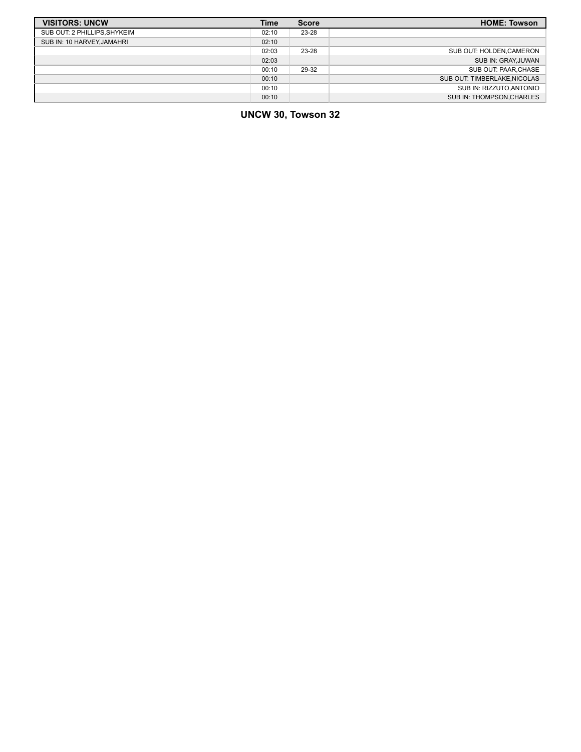| VISITORS: UNCW | Time | Score | HOME: Towson |
| --- | --- | --- | --- |
| SUB OUT: 2 PHILLIPS,SHYKEIM | 02:10 | 23-28 | |
| SUB IN: 10 HARVEY,JAMAHRI | 02:10 | | |
| | 02:03 | 23-28 | SUB OUT: HOLDEN,CAMERON |
| | 02:03 | | SUB IN: GRAY,JUWAN |
| | 00:10 | 29-32 | SUB OUT: PAAR,CHASE |
| | 00:10 | | SUB OUT: TIMBERLAKE,NICOLAS |
| | 00:10 | | SUB IN: RIZZUTO,ANTONIO |
| | 00:10 | | SUB IN: THOMPSON,CHARLES |

**UNCW 30, Towson 32**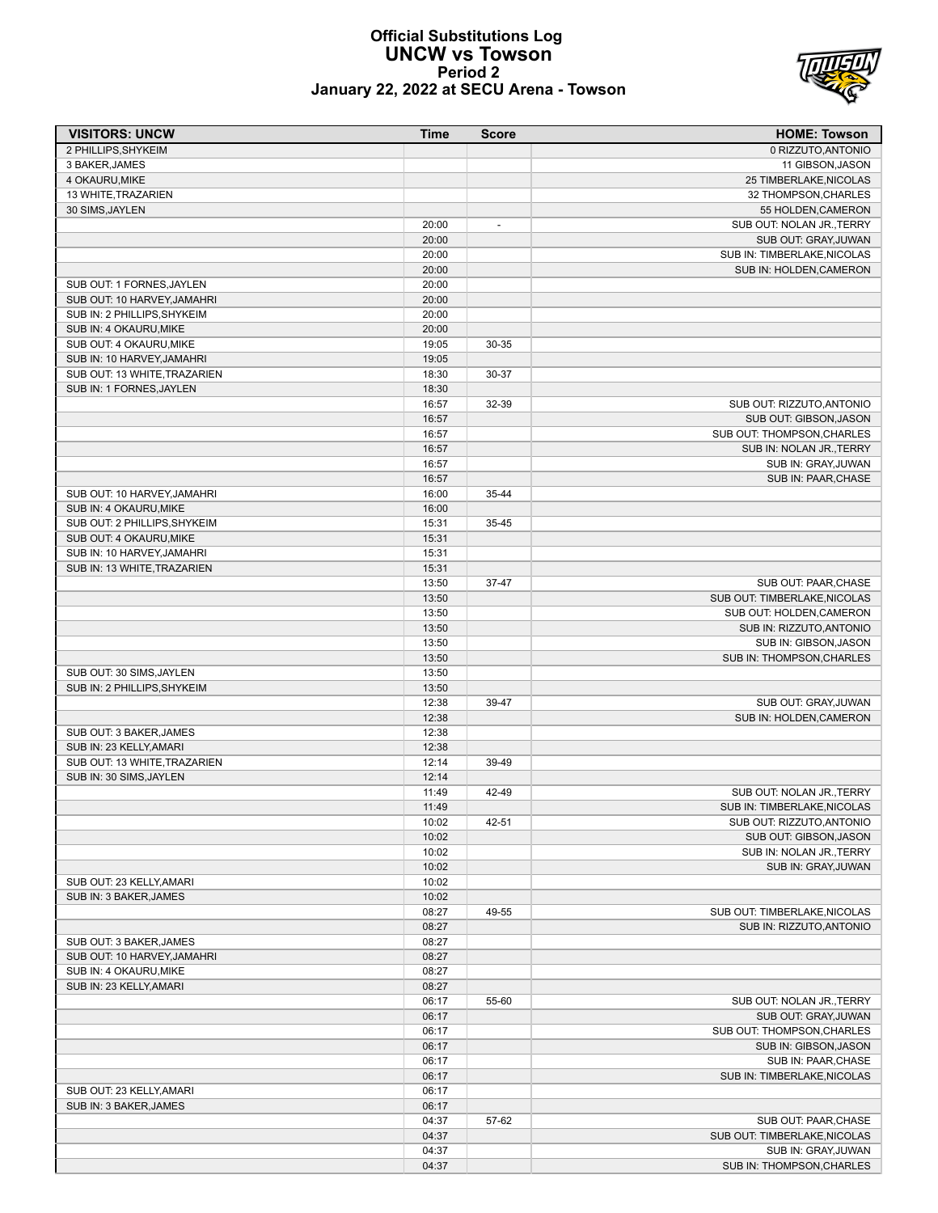# Official Substitutions Log
# UNCW vs Towson
## Period 2
### January 22, 2022 at SECU Arena - Towson

| VISITORS: UNCW | Time | Score | HOME: Towson |
|---|---|---|---|
| 2 PHILLIPS,SHYKEIM | | | 0 RIZZUTO,ANTONIO |
| 3 BAKER,JAMES | | | 11 GIBSON,JASON |
| 4 OKAURU,MIKE | | | 25 TIMBERLAKE,NICOLAS |
| 13 WHITE,TRAZARIEN | | | 32 THOMPSON,CHARLES |
| 30 SIMS,JAYLEN | | | 55 HOLDEN,CAMERON |
| | 20:00 | - | SUB OUT: NOLAN JR.,TERRY |
| | 20:00 | | SUB OUT: GRAY,JUWAN |
| | 20:00 | | SUB IN: TIMBERLAKE,NICOLAS |
| | 20:00 | | SUB IN: HOLDEN,CAMERON |
| SUB OUT: 1 FORNES,JAYLEN | 20:00 | | |
| SUB OUT: 10 HARVEY,JAMAHRI | 20:00 | | |
| SUB IN: 2 PHILLIPS,SHYKEIM | 20:00 | | |
| SUB IN: 4 OKAURU,MIKE | 20:00 | | |
| SUB OUT: 4 OKAURU,MIKE | 19:05 | 30-35 | |
| SUB IN: 10 HARVEY,JAMAHRI | 19:05 | | |
| SUB OUT: 13 WHITE,TRAZARIEN | 18:30 | 30-37 | |
| SUB IN: 1 FORNES,JAYLEN | 18:30 | | |
| | 16:57 | 32-39 | SUB OUT: RIZZUTO,ANTONIO |
| | 16:57 | | SUB OUT: GIBSON,JASON |
| | 16:57 | | SUB OUT: THOMPSON,CHARLES |
| | 16:57 | | SUB IN: NOLAN JR.,TERRY |
| | 16:57 | | SUB IN: GRAY,JUWAN |
| | 16:57 | | SUB IN: PAAR,CHASE |
| SUB OUT: 10 HARVEY,JAMAHRI | 16:00 | 35-44 | |
| SUB IN: 4 OKAURU,MIKE | 16:00 | | |
| SUB OUT: 2 PHILLIPS,SHYKEIM | 15:31 | 35-45 | |
| SUB OUT: 4 OKAURU,MIKE | 15:31 | | |
| SUB IN: 10 HARVEY,JAMAHRI | 15:31 | | |
| SUB IN: 13 WHITE,TRAZARIEN | 15:31 | | |
| | 13:50 | 37-47 | SUB OUT: PAAR,CHASE |
| | 13:50 | | SUB OUT: TIMBERLAKE,NICOLAS |
| | 13:50 | | SUB OUT: HOLDEN,CAMERON |
| | 13:50 | | SUB IN: RIZZUTO,ANTONIO |
| | 13:50 | | SUB IN: GIBSON,JASON |
| | 13:50 | | SUB IN: THOMPSON,CHARLES |
| SUB OUT: 30 SIMS,JAYLEN | 13:50 | | |
| SUB IN: 2 PHILLIPS,SHYKEIM | 13:50 | | |
| | 12:38 | 39-47 | SUB OUT: GRAY,JUWAN |
| | 12:38 | | SUB IN: HOLDEN,CAMERON |
| SUB OUT: 3 BAKER,JAMES | 12:38 | | |
| SUB IN: 23 KELLY,AMARI | 12:38 | | |
| SUB OUT: 13 WHITE,TRAZARIEN | 12:14 | 39-49 | |
| SUB IN: 30 SIMS,JAYLEN | 12:14 | | |
| | 11:49 | 42-49 | SUB OUT: NOLAN JR.,TERRY |
| | 11:49 | | SUB IN: TIMBERLAKE,NICOLAS |
| | 10:02 | 42-51 | SUB OUT: RIZZUTO,ANTONIO |
| | 10:02 | | SUB OUT: GIBSON,JASON |
| | 10:02 | | SUB IN: NOLAN JR.,TERRY |
| | 10:02 | | SUB IN: GRAY,JUWAN |
| SUB OUT: 23 KELLY,AMARI | 10:02 | | |
| SUB IN: 3 BAKER,JAMES | 10:02 | | |
| | 08:27 | 49-55 | SUB OUT: TIMBERLAKE,NICOLAS |
| | 08:27 | | SUB IN: RIZZUTO,ANTONIO |
| SUB OUT: 3 BAKER,JAMES | 08:27 | | |
| SUB OUT: 10 HARVEY,JAMAHRI | 08:27 | | |
| SUB IN: 4 OKAURU,MIKE | 08:27 | | |
| SUB IN: 23 KELLY,AMARI | 08:27 | | |
| | 06:17 | 55-60 | SUB OUT: NOLAN JR.,TERRY |
| | 06:17 | | SUB OUT: GRAY,JUWAN |
| | 06:17 | | SUB OUT: THOMPSON,CHARLES |
| | 06:17 | | SUB IN: GIBSON,JASON |
| | 06:17 | | SUB IN: PAAR,CHASE |
| | 06:17 | | SUB IN: TIMBERLAKE,NICOLAS |
| SUB OUT: 23 KELLY,AMARI | 06:17 | | |
| SUB IN: 3 BAKER,JAMES | 06:17 | | |
| | 04:37 | 57-62 | SUB OUT: PAAR,CHASE |
| | 04:37 | | SUB OUT: TIMBERLAKE,NICOLAS |
| | 04:37 | | SUB IN: GRAY,JUWAN |
| | 04:37 | | SUB IN: THOMPSON,CHARLES |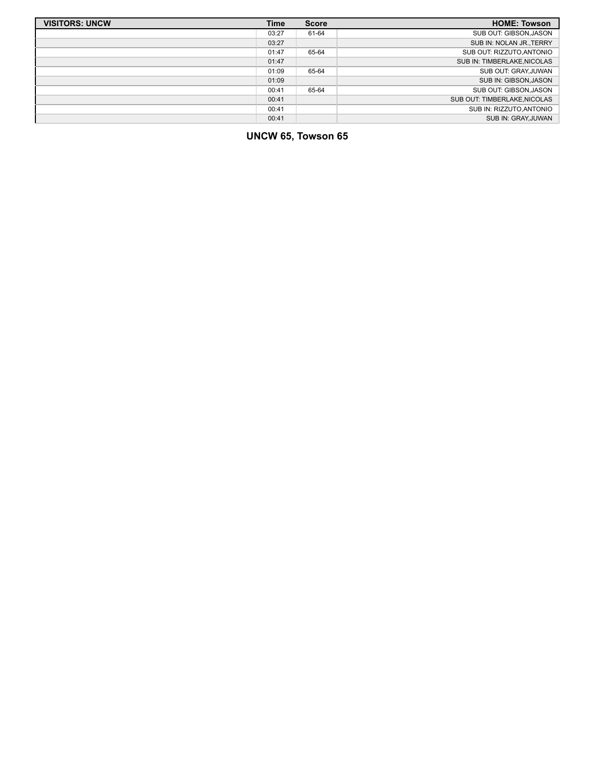| VISITORS: UNCW | Time | Score | HOME: Towson |
|---|---|---|---|
| | 03:27 | 61-64 | SUB OUT: GIBSON,JASON |
| | 03:27 | | SUB IN: NOLAN JR.,TERRY |
| | 01:47 | 65-64 | SUB OUT: RIZZUTO,ANTONIO |
| | 01:47 | | SUB IN: TIMBERLAKE,NICOLAS |
| | 01:09 | 65-64 | SUB OUT: GRAY,JUWAN |
| | 01:09 | | SUB IN: GIBSON,JASON |
| | 00:41 | 65-64 | SUB OUT: GIBSON,JASON |
| | 00:41 | | SUB OUT: TIMBERLAKE,NICOLAS |
| | 00:41 | | SUB IN: RIZZUTO,ANTONIO |
| | 00:41 | | SUB IN: GRAY,JUWAN |

**UNCW 65, Towson 65**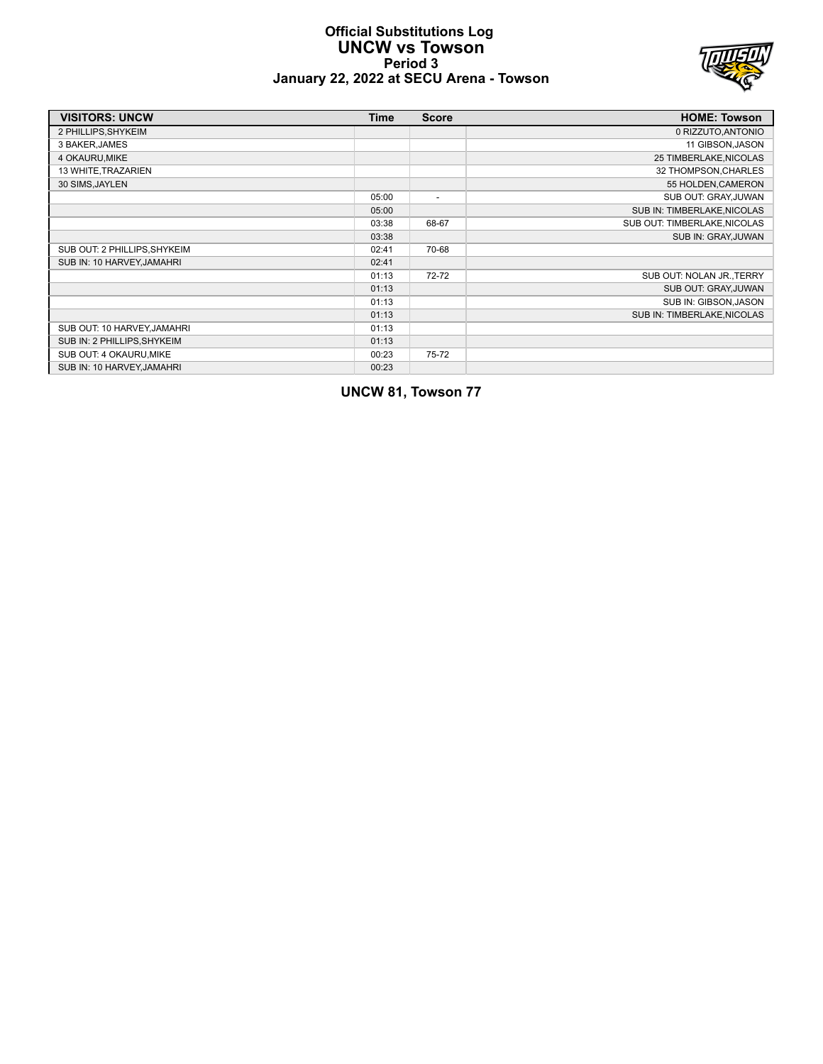# Official Substitutions Log
## UNCW vs Towson
### Period 3
### January 22, 2022 at SECU Arena - Towson

| VISITORS: UNCW | Time | Score | HOME: Towson |
|---|---|---|---|
| 2 PHILLIPS,SHYKEIM | | | 0 RIZZUTO,ANTONIO |
| 3 BAKER,JAMES | | | 11 GIBSON,JASON |
| 4 OKAURU,MIKE | | | 25 TIMBERLAKE,NICOLAS |
| 13 WHITE,TRAZARIEN | | | 32 THOMPSON,CHARLES |
| 30 SIMS,JAYLEN | | | 55 HOLDEN,CAMERON |
| | 05:00 | - | SUB OUT: GRAY,JUWAN |
| | 05:00 | | SUB IN: TIMBERLAKE,NICOLAS |
| | 03:38 | 68-67 | SUB OUT: TIMBERLAKE,NICOLAS |
| | 03:38 | | SUB IN: GRAY,JUWAN |
| SUB OUT: 2 PHILLIPS,SHYKEIM | 02:41 | 70-68 | |
| SUB IN: 10 HARVEY,JAMAHRI | 02:41 | | |
| | 01:13 | 72-72 | SUB OUT: NOLAN JR.,TERRY |
| | 01:13 | | SUB OUT: GRAY,JUWAN |
| | 01:13 | | SUB IN: GIBSON,JASON |
| | 01:13 | | SUB IN: TIMBERLAKE,NICOLAS |
| SUB OUT: 10 HARVEY,JAMAHRI | 01:13 | | |
| SUB IN: 2 PHILLIPS,SHYKEIM | 01:13 | | |
| SUB OUT: 4 OKAURU,MIKE | 00:23 | 75-72 | |
| SUB IN: 10 HARVEY,JAMAHRI | 00:23 | | |

**UNCW 81, Towson 77**